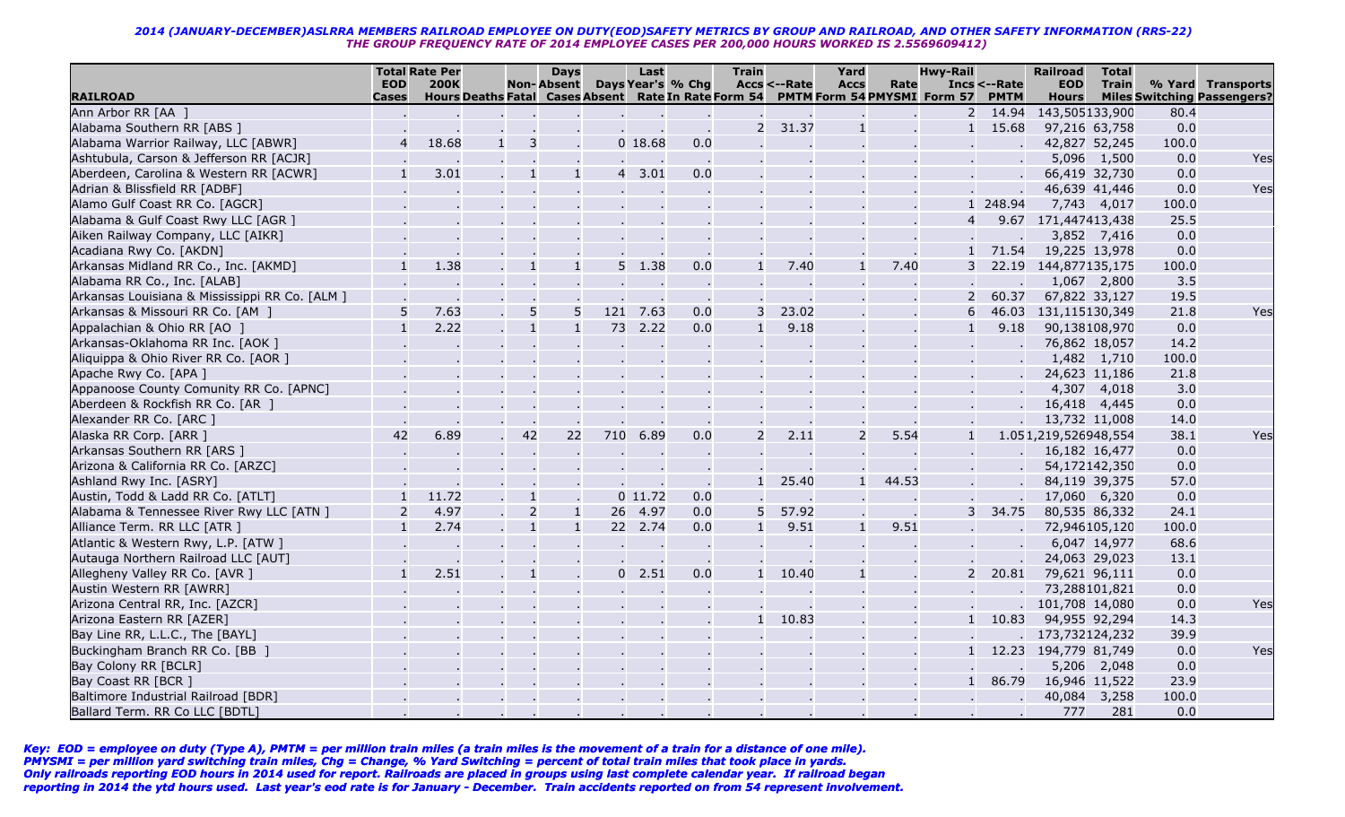*2014 (JANUARY-DECEMBER)ASLRRA MEMBERS RAILROAD EMPLOYEE ON DUTY(EOD)SAFETY METRICS BY GROUP AND RAILROAD, AND OTHER SAFETY INFORMATION (RRS-22)*

*THE GROUP FREQUENCY RATE OF 2014 EMPLOYEE CASES PER 200,000 HOURS WORKED IS 2.5569609412)*

| RAILROAD | Total EOD Cases | Rate Per 200K Hours | Deaths | Non-Fatal | Days Absent Cases | Days Absent | Last Year's Rate | % Chg In Rate | Train Accs Form 54 | <--Rate PMTM | Yard Accs Form 54 | Rate PMYSMI | Hwy-Rail Incs Form 57 | <--Rate PMTM | Railroad EOD Hours | Total Train Miles | % Yard Switching | Transports Passengers? |
|---|---|---|---|---|---|---|---|---|---|---|---|---|---|---|---|---|---|---|
| Ann Arbor RR [AA ] | . | . | . | . | . | . | . | . | . | . | . | . | 2 | 14.94 | 143,505 | 133,900 | 80.4 | |
| Alabama Southern RR [ABS ] | . | . | . | . | . | . | . | . | 2 | 31.37 | 1 | . | 1 | 15.68 | 97,216 | 63,758 | 0.0 | |
| Alabama Warrior Railway, LLC [ABWR] | 4 | 18.68 | 1 | 3 | . | 0 | 18.68 | 0.0 | . | . | . | . | . | . | 42,827 | 52,245 | 100.0 | |
| Ashtubula, Carson & Jefferson RR [ACJR] | . | . | . | . | . | . | . | . | . | . | . | . | . | . | 5,096 | 1,500 | 0.0 | Yes |
| Aberdeen, Carolina & Western RR [ACWR] | 1 | 3.01 | . | 1 | 1 | 4 | 3.01 | 0.0 | . | . | . | . | . | . | 66,419 | 32,730 | 0.0 | |
| Adrian & Blissfield RR [ADBF] | . | . | . | . | . | . | . | . | . | . | . | . | . | . | 46,639 | 41,446 | 0.0 | Yes |
| Alamo Gulf Coast RR Co. [AGCR] | . | . | . | . | . | . | . | . | . | . | . | . | 1 | 248.94 | 7,743 | 4,017 | 100.0 | |
| Alabama & Gulf Coast Rwy LLC [AGR ] | . | . | . | . | . | . | . | . | . | . | . | . | 4 | 9.67 | 171,447 | 413,438 | 25.5 | |
| Aiken Railway Company, LLC [AIKR] | . | . | . | . | . | . | . | . | . | . | . | . | . | . | 3,852 | 7,416 | 0.0 | |
| Acadiana Rwy Co. [AKDN] | . | . | . | . | . | . | . | . | . | . | . | . | 1 | 71.54 | 19,225 | 13,978 | 0.0 | |
| Arkansas Midland RR Co., Inc. [AKMD] | 1 | 1.38 | . | 1 | 1 | 5 | 1.38 | 0.0 | 1 | 7.40 | 1 | 7.40 | 3 | 22.19 | 144,877 | 135,175 | 100.0 | |
| Alabama RR Co., Inc. [ALAB] | . | . | . | . | . | . | . | . | . | . | . | . | . | . | 1,067 | 2,800 | 3.5 | |
| Arkansas Louisiana & Mississippi RR Co. [ALM ] | . | . | . | . | . | . | . | . | . | . | . | . | 2 | 60.37 | 67,822 | 33,127 | 19.5 | |
| Arkansas & Missouri RR Co. [AM ] | 5 | 7.63 | . | 5 | 5 | 121 | 7.63 | 0.0 | 3 | 23.02 | . | . | 6 | 46.03 | 131,115 | 130,349 | 21.8 | Yes |
| Appalachian & Ohio RR [AO ] | 1 | 2.22 | . | 1 | 1 | 73 | 2.22 | 0.0 | 1 | 9.18 | . | . | 1 | 9.18 | 90,138 | 108,970 | 0.0 | |
| Arkansas-Oklahoma RR Inc. [AOK ] | . | . | . | . | . | . | . | . | . | . | . | . | . | . | 76,862 | 18,057 | 14.2 | |
| Aliquippa & Ohio River RR Co. [AOR ] | . | . | . | . | . | . | . | . | . | . | . | . | . | . | 1,482 | 1,710 | 100.0 | |
| Apache Rwy Co. [APA ] | . | . | . | . | . | . | . | . | . | . | . | . | . | . | 24,623 | 11,186 | 21.8 | |
| Appanoose County Comunity RR Co. [APNC] | . | . | . | . | . | . | . | . | . | . | . | . | . | . | 4,307 | 4,018 | 3.0 | |
| Aberdeen & Rockfish RR Co. [AR ] | . | . | . | . | . | . | . | . | . | . | . | . | . | . | 16,418 | 4,445 | 0.0 | |
| Alexander RR Co. [ARC ] | . | . | . | . | . | . | . | . | . | . | . | . | . | . | 13,732 | 11,008 | 14.0 | |
| Alaska RR Corp. [ARR ] | 42 | 6.89 | . | 42 | 22 | 710 | 6.89 | 0.0 | 2 | 2.11 | 2 | 5.54 | 1 | 1.05 | 1,219,526 | 948,554 | 38.1 | Yes |
| Arkansas Southern RR [ARS ] | . | . | . | . | . | . | . | . | . | . | . | . | . | . | 16,182 | 16,477 | 0.0 | |
| Arizona & California RR Co. [ARZC] | . | . | . | . | . | . | . | . | . | . | . | . | . | . | 54,172 | 142,350 | 0.0 | |
| Ashland Rwy Inc. [ASRY] | . | . | . | . | . | . | . | . | 1 | 25.40 | 1 | 44.53 | . | . | 84,119 | 39,375 | 57.0 | |
| Austin, Todd & Ladd RR Co. [ATLT] | 1 | 11.72 | . | 1 | . | 0 | 11.72 | 0.0 | . | . | . | . | . | . | 17,060 | 6,320 | 0.0 | |
| Alabama & Tennessee River Rwy LLC [ATN ] | 2 | 4.97 | . | 2 | 1 | 26 | 4.97 | 0.0 | 5 | 57.92 | . | . | 3 | 34.75 | 80,535 | 86,332 | 24.1 | |
| Alliance Term. RR LLC [ATR ] | 1 | 2.74 | . | 1 | 1 | 22 | 2.74 | 0.0 | 1 | 9.51 | 1 | 9.51 | . | . | 72,946 | 105,120 | 100.0 | |
| Atlantic & Western Rwy, L.P. [ATW ] | . | . | . | . | . | . | . | . | . | . | . | . | . | . | 6,047 | 14,977 | 68.6 | |
| Autauga Northern Railroad LLC [AUT] | . | . | . | . | . | . | . | . | . | . | . | . | . | . | 24,063 | 29,023 | 13.1 | |
| Allegheny Valley RR Co. [AVR ] | 1 | 2.51 | . | 1 | . | 0 | 2.51 | 0.0 | 1 | 10.40 | 1 | . | 2 | 20.81 | 79,621 | 96,111 | 0.0 | |
| Austin Western RR [AWRR] | . | . | . | . | . | . | . | . | . | . | . | . | . | . | 73,288 | 101,821 | 0.0 | |
| Arizona Central RR, Inc. [AZCR] | . | . | . | . | . | . | . | . | . | . | . | . | . | . | 101,708 | 14,080 | 0.0 | Yes |
| Arizona Eastern RR [AZER] | . | . | . | . | . | . | . | . | 1 | 10.83 | . | . | 1 | 10.83 | 94,955 | 92,294 | 14.3 | |
| Bay Line RR, L.L.C., The [BAYL] | . | . | . | . | . | . | . | . | . | . | . | . | . | . | 173,732 | 124,232 | 39.9 | |
| Buckingham Branch RR Co. [BB ] | . | . | . | . | . | . | . | . | . | . | . | . | 1 | 12.23 | 194,779 | 81,749 | 0.0 | Yes |
| Bay Colony RR [BCLR] | . | . | . | . | . | . | . | . | . | . | . | . | . | . | 5,206 | 2,048 | 0.0 | |
| Bay Coast RR [BCR ] | . | . | . | . | . | . | . | . | . | . | . | . | 1 | 86.79 | 16,946 | 11,522 | 23.9 | |
| Baltimore Industrial Railroad [BDR] | . | . | . | . | . | . | . | . | . | . | . | . | . | . | 40,084 | 3,258 | 100.0 | |
| Ballard Term. RR Co LLC [BDTL] | . | . | . | . | . | . | . | . | . | . | . | . | . | . | 777 | 281 | 0.0 | |

***Key: EOD = employee on duty (Type A), PMTM = per million train miles (a train miles is the movement of a train for a distance of one mile).***
***PMYSMI = per million yard switching train miles, Chg = Change, % Yard Switching = percent of total train miles that took place in yards.***
***Only railroads reporting EOD hours in 2014 used for report. Railroads are placed in groups using last complete calendar year. If railroad began reporting in 2014 the ytd hours used. Last year's eod rate is for January - December. Train accidents reported on from 54 represent involvement.***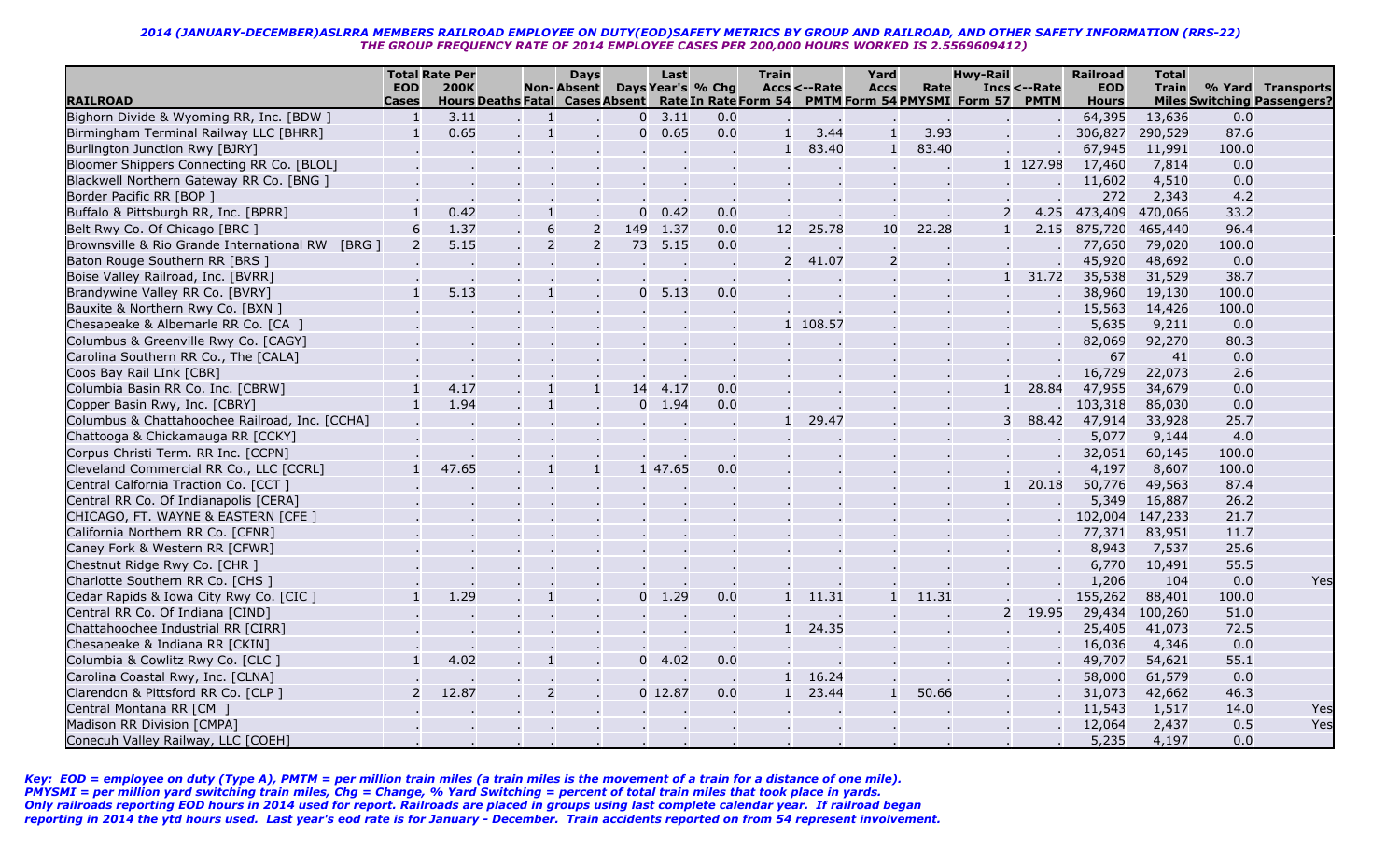*2014 (JANUARY-DECEMBER)ASLRRA MEMBERS RAILROAD EMPLOYEE ON DUTY(EOD)SAFETY METRICS BY GROUP AND RAILROAD, AND OTHER SAFETY INFORMATION (RRS-22)*
*THE GROUP FREQUENCY RATE OF 2014 EMPLOYEE CASES PER 200,000 HOURS WORKED IS 2.5569609412)*

| RAILROAD | Total EOD Cases | Rate Per 200K Hours | Deaths | Fatal | Non-Absent Cases | Days Absent | Days Absent | Last Year's Rate | % Chg In Rate | Train Accs Form 54 | <--Rate PMTM | Yard Accs Form 54 | Rate PMYSMI | Hwy-Rail Incs Form 57 | <--Rate PMTM | Railroad EOD Hours | Total Train Miles | % Yard Switching | Transports Passengers? |
|---|---|---|---|---|---|---|---|---|---|---|---|---|---|---|---|---|---|---|---|
| Bighorn Divide & Wyoming RR, Inc. [BDW ] | 1 | 3.11 | . | 1 | . | 0 | 3.11 | 0.0 | . | . | . | . | . | . | | 64,395 | 13,636 | 0.0 | |
| Birmingham Terminal Railway LLC [BHRR] | 1 | 0.65 | . | 1 | . | 0 | 0.65 | 0.0 | 1 | 3.44 | 1 | 3.93 | . | . | | 306,827 | 290,529 | 87.6 | |
| Burlington Junction Rwy [BJRY] | . | . | . | . | . | . | . | . | 1 | 83.40 | 1 | 83.40 | . | . | | 67,945 | 11,991 | 100.0 | |
| Bloomer Shippers Connecting RR Co. [BLOL] | . | . | . | . | . | . | . | . | . | . | . | . | 1 | 127.98 | | 17,460 | 7,814 | 0.0 | |
| Blackwell Northern Gateway RR Co. [BNG ] | . | . | . | . | . | . | . | . | . | . | . | . | . | . | | 11,602 | 4,510 | 0.0 | |
| Border Pacific RR [BOP ] | . | . | . | . | . | . | . | . | . | . | . | . | . | . | | 272 | 2,343 | 4.2 | |
| Buffalo & Pittsburgh RR, Inc. [BPRR] | 1 | 0.42 | . | 1 | . | 0 | 0.42 | 0.0 | . | . | . | . | 2 | 4.25 | | 473,409 | 470,066 | 33.2 | |
| Belt Rwy Co. Of Chicago [BRC ] | 6 | 1.37 | . | 6 | 2 | 149 | 1.37 | 0.0 | 12 | 25.78 | 10 | 22.28 | 1 | 2.15 | | 875,720 | 465,440 | 96.4 | |
| Brownsville & Rio Grande International RW [BRG ] | 2 | 5.15 | . | 2 | 2 | 73 | 5.15 | 0.0 | . | . | . | . | . | . | | 77,650 | 79,020 | 100.0 | |
| Baton Rouge Southern RR [BRS ] | . | . | . | . | . | . | . | . | 2 | 41.07 | 2 | . | . | . | | 45,920 | 48,692 | 0.0 | |
| Boise Valley Railroad, Inc. [BVRR] | . | . | . | . | . | . | . | . | . | . | . | . | 1 | 31.72 | | 35,538 | 31,529 | 38.7 | |
| Brandywine Valley RR Co. [BVRY] | 1 | 5.13 | . | 1 | . | 0 | 5.13 | 0.0 | . | . | . | . | . | . | | 38,960 | 19,130 | 100.0 | |
| Bauxite & Northern Rwy Co. [BXN ] | . | . | . | . | . | . | . | . | . | . | . | . | . | . | | 15,563 | 14,426 | 100.0 | |
| Chesapeake & Albemarle RR Co. [CA ] | . | . | . | . | . | . | . | . | 1 | 108.57 | . | . | . | . | | 5,635 | 9,211 | 0.0 | |
| Columbus & Greenville Rwy Co. [CAGY] | . | . | . | . | . | . | . | . | . | . | . | . | . | . | | 82,069 | 92,270 | 80.3 | |
| Carolina Southern RR Co., The [CALA] | . | . | . | . | . | . | . | . | . | . | . | . | . | . | | 67 | 41 | 0.0 | |
| Coos Bay Rail LInk [CBR] | . | . | . | . | . | . | . | . | . | . | . | . | . | . | | 16,729 | 22,073 | 2.6 | |
| Columbia Basin RR Co. Inc. [CBRW] | 1 | 4.17 | . | 1 | 1 | 14 | 4.17 | 0.0 | . | . | . | . | 1 | 28.84 | | 47,955 | 34,679 | 0.0 | |
| Copper Basin Rwy, Inc. [CBRY] | 1 | 1.94 | . | 1 | . | 0 | 1.94 | 0.0 | . | . | . | . | . | . | | 103,318 | 86,030 | 0.0 | |
| Columbus & Chattahoochee Railroad, Inc. [CCHA] | . | . | . | . | . | . | . | . | 1 | 29.47 | . | . | 3 | 88.42 | | 47,914 | 33,928 | 25.7 | |
| Chattooga & Chickamauga RR [CCKY] | . | . | . | . | . | . | . | . | . | . | . | . | . | . | | 5,077 | 9,144 | 4.0 | |
| Corpus Christi Term. RR Inc. [CCPN] | . | . | . | . | . | . | . | . | . | . | . | . | . | . | | 32,051 | 60,145 | 100.0 | |
| Cleveland Commercial RR Co., LLC [CCRL] | 1 | 47.65 | . | 1 | 1 | 1 | 47.65 | 0.0 | . | . | . | . | . | . | | 4,197 | 8,607 | 100.0 | |
| Central Calfornia Traction Co. [CCT ] | . | . | . | . | . | . | . | . | . | . | . | . | 1 | 20.18 | | 50,776 | 49,563 | 87.4 | |
| Central RR Co. Of Indianapolis [CERA] | . | . | . | . | . | . | . | . | . | . | . | . | . | . | | 5,349 | 16,887 | 26.2 | |
| CHICAGO, FT. WAYNE & EASTERN [CFE ] | . | . | . | . | . | . | . | . | . | . | . | . | . | . | | 102,004 | 147,233 | 21.7 | |
| California Northern RR Co. [CFNR] | . | . | . | . | . | . | . | . | . | . | . | . | . | . | | 77,371 | 83,951 | 11.7 | |
| Caney Fork & Western RR [CFWR] | . | . | . | . | . | . | . | . | . | . | . | . | . | . | | 8,943 | 7,537 | 25.6 | |
| Chestnut Ridge Rwy Co. [CHR ] | . | . | . | . | . | . | . | . | . | . | . | . | . | . | | 6,770 | 10,491 | 55.5 | |
| Charlotte Southern RR Co. [CHS ] | . | . | . | . | . | . | . | . | . | . | . | . | . | . | | 1,206 | 104 | 0.0 | Yes |
| Cedar Rapids & Iowa City Rwy Co. [CIC ] | 1 | 1.29 | . | 1 | . | 0 | 1.29 | 0.0 | 1 | 11.31 | 1 | 11.31 | . | . | | 155,262 | 88,401 | 100.0 | |
| Central RR Co. Of Indiana [CIND] | . | . | . | . | . | . | . | . | . | . | . | . | 2 | 19.95 | | 29,434 | 100,260 | 51.0 | |
| Chattahoochee Industrial RR [CIRR] | . | . | . | . | . | . | . | . | 1 | 24.35 | . | . | . | . | | 25,405 | 41,073 | 72.5 | |
| Chesapeake & Indiana RR [CKIN] | . | . | . | . | . | . | . | . | . | . | . | . | . | . | | 16,036 | 4,346 | 0.0 | |
| Columbia & Cowlitz Rwy Co. [CLC ] | 1 | 4.02 | . | 1 | . | 0 | 4.02 | 0.0 | . | . | . | . | . | . | | 49,707 | 54,621 | 55.1 | |
| Carolina Coastal Rwy, Inc. [CLNA] | . | . | . | . | . | . | . | . | 1 | 16.24 | . | . | . | . | | 58,000 | 61,579 | 0.0 | |
| Clarendon & Pittsford RR Co. [CLP ] | 2 | 12.87 | . | 2 | . | 0 | 12.87 | 0.0 | 1 | 23.44 | 1 | 50.66 | . | . | | 31,073 | 42,662 | 46.3 | |
| Central Montana RR [CM ] | . | . | . | . | . | . | . | . | . | . | . | . | . | . | | 11,543 | 1,517 | 14.0 | Yes |
| Madison RR Division [CMPA] | . | . | . | . | . | . | . | . | . | . | . | . | . | . | | 12,064 | 2,437 | 0.5 | Yes |
| Conecuh Valley Railway, LLC [COEH] | . | . | . | . | . | . | . | . | . | . | . | . | . | . | | 5,235 | 4,197 | 0.0 | |

*Key: EOD = employee on duty (Type A), PMTM = per million train miles (a train miles is the movement of a train for a distance of one mile). PMYSMI = per million yard switching train miles, Chg = Change, % Yard Switching = percent of total train miles that took place in yards. Only railroads reporting EOD hours in 2014 used for report. Railroads are placed in groups using last complete calendar year. If railroad began reporting in 2014 the ytd hours used. Last year's eod rate is for January - December. Train accidents reported on from 54 represent involvement.*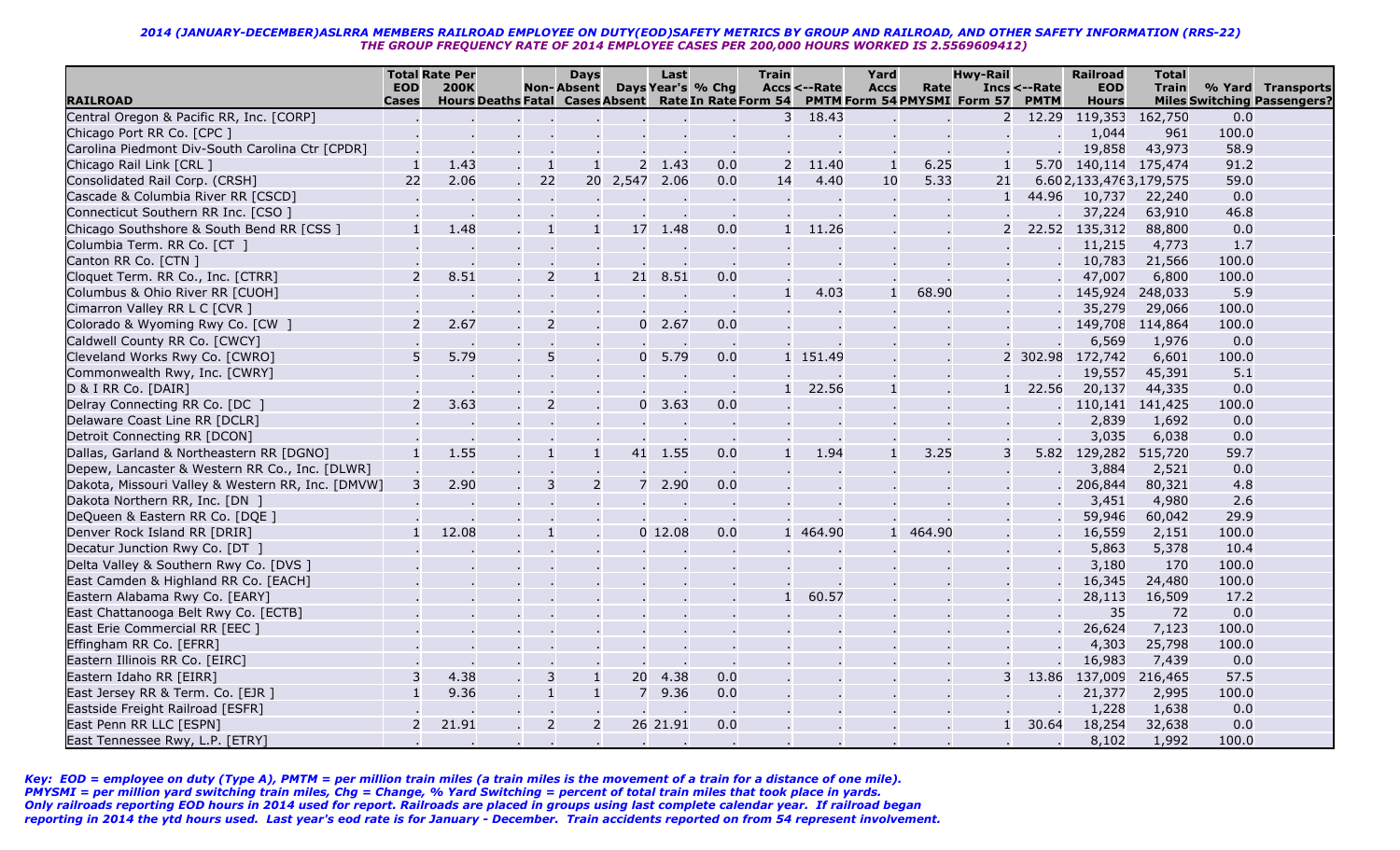*2014 (JANUARY-DECEMBER)ASLRRA MEMBERS RAILROAD EMPLOYEE ON DUTY(EOD)SAFETY METRICS BY GROUP AND RAILROAD, AND OTHER SAFETY INFORMATION (RRS-22)*
*THE GROUP FREQUENCY RATE OF 2014 EMPLOYEE CASES PER 200,000 HOURS WORKED IS 2.5569609412)*

| RAILROAD | Total EOD Cases | Rate Per 200K Hours | Deaths | Non-Fatal | Days Absent Cases | Days Absent | Last Year's Rate | % Chg In Rate | Train Accs Form 54 | <--Rate PMTM | Yard Accs Form 54 | Rate PMYSMI | Hwy-Rail Incs Form 57 | <--Rate PMTM | Railroad EOD Hours | Total Train Miles | % Yard Switching | Transports Passengers? |
|---|---|---|---|---|---|---|---|---|---|---|---|---|---|---|---|---|---|---|
| Central Oregon & Pacific RR, Inc. [CORP] | . | . | . | . | . | . | . | . | 3 | 18.43 | . | . | 2 | 12.29 | 119,353 | 162,750 | 0.0 | |
| Chicago Port RR Co. [CPC ] | . | . | . | . | . | . | . | . | . | . | . | . | . | . | 1,044 | 961 | 100.0 | |
| Carolina Piedmont Div-South Carolina Ctr [CPDR] | . | . | . | . | . | . | . | . | . | . | . | . | . | . | 19,858 | 43,973 | 58.9 | |
| Chicago Rail Link [CRL ] | 1 | 1.43 | . | 1 | 1 | 2 | 1.43 | 0.0 | 2 | 11.40 | 1 | 6.25 | 1 | 5.70 | 140,114 | 175,474 | 91.2 | |
| Consolidated Rail Corp. (CRSH] | 22 | 2.06 | . | 22 | 20 | 2,547 | 2.06 | 0.0 | 14 | 4.40 | 10 | 5.33 | 21 | 6.60 | 2,133,476 | 3,179,575 | 59.0 | |
| Cascade & Columbia River RR [CSCD] | . | . | . | . | . | . | . | . | . | . | . | . | 1 | 44.96 | 10,737 | 22,240 | 0.0 | |
| Connecticut Southern RR Inc. [CSO ] | . | . | . | . | . | . | . | . | . | . | . | . | . | . | 37,224 | 63,910 | 46.8 | |
| Chicago Southshore & South Bend RR [CSS ] | 1 | 1.48 | . | 1 | 1 | 17 | 1.48 | 0.0 | 1 | 11.26 | . | . | 2 | 22.52 | 135,312 | 88,800 | 0.0 | |
| Columbia Term. RR Co. [CT ] | . | . | . | . | . | . | . | . | . | . | . | . | . | . | 11,215 | 4,773 | 1.7 | |
| Canton RR Co. [CTN ] | . | . | . | . | . | . | . | . | . | . | . | . | . | . | 10,783 | 21,566 | 100.0 | |
| Cloquet Term. RR Co., Inc. [CTRR] | 2 | 8.51 | . | 2 | 1 | 21 | 8.51 | 0.0 | . | . | . | . | . | . | 47,007 | 6,800 | 100.0 | |
| Columbus & Ohio River RR [CUOH] | . | . | . | . | . | . | . | . | 1 | 4.03 | 1 | 68.90 | . | . | 145,924 | 248,033 | 5.9 | |
| Cimarron Valley RR L C [CVR ] | . | . | . | . | . | . | . | . | . | . | . | . | . | . | 35,279 | 29,066 | 100.0 | |
| Colorado & Wyoming Rwy Co. [CW ] | 2 | 2.67 | . | 2 | . | 0 | 2.67 | 0.0 | . | . | . | . | . | . | 149,708 | 114,864 | 100.0 | |
| Caldwell County RR Co. [CWCY] | . | . | . | . | . | . | . | . | . | . | . | . | . | . | 6,569 | 1,976 | 0.0 | |
| Cleveland Works Rwy Co. [CWRO] | 5 | 5.79 | . | 5 | . | 0 | 5.79 | 0.0 | 1 | 151.49 | . | . | 2 | 302.98 | 172,742 | 6,601 | 100.0 | |
| Commonwealth Rwy, Inc. [CWRY] | . | . | . | . | . | . | . | . | . | . | . | . | . | . | 19,557 | 45,391 | 5.1 | |
| D & I RR Co. [DAIR] | . | . | . | . | . | . | . | . | 1 | 22.56 | 1 | . | 1 | 22.56 | 20,137 | 44,335 | 0.0 | |
| Delray Connecting RR Co. [DC ] | 2 | 3.63 | . | 2 | . | 0 | 3.63 | 0.0 | . | . | . | . | . | . | 110,141 | 141,425 | 100.0 | |
| Delaware Coast Line RR [DCLR] | . | . | . | . | . | . | . | . | . | . | . | . | . | . | 2,839 | 1,692 | 0.0 | |
| Detroit Connecting RR [DCON] | . | . | . | . | . | . | . | . | . | . | . | . | . | . | 3,035 | 6,038 | 0.0 | |
| Dallas, Garland & Northeastern RR [DGNO] | 1 | 1.55 | . | 1 | 1 | 41 | 1.55 | 0.0 | 1 | 1.94 | 1 | 3.25 | 3 | 5.82 | 129,282 | 515,720 | 59.7 | |
| Depew, Lancaster & Western RR Co., Inc. [DLWR] | . | . | . | . | . | . | . | . | . | . | . | . | . | . | 3,884 | 2,521 | 0.0 | |
| Dakota, Missouri Valley & Western RR, Inc. [DMVW] | 3 | 2.90 | . | 3 | 2 | 7 | 2.90 | 0.0 | . | . | . | . | . | . | 206,844 | 80,321 | 4.8 | |
| Dakota Northern RR, Inc. [DN ] | . | . | . | . | . | . | . | . | . | . | . | . | . | . | 3,451 | 4,980 | 2.6 | |
| DeQueen & Eastern RR Co. [DQE ] | . | . | . | . | . | . | . | . | . | . | . | . | . | . | 59,946 | 60,042 | 29.9 | |
| Denver Rock Island RR [DRIR] | 1 | 12.08 | . | 1 | . | 0 | 12.08 | 0.0 | 1 | 464.90 | 1 | 464.90 | . | . | 16,559 | 2,151 | 100.0 | |
| Decatur Junction Rwy Co. [DT ] | . | . | . | . | . | . | . | . | . | . | . | . | . | . | 5,863 | 5,378 | 10.4 | |
| Delta Valley & Southern Rwy Co. [DVS ] | . | . | . | . | . | . | . | . | . | . | . | . | . | . | 3,180 | 170 | 100.0 | |
| East Camden & Highland RR Co. [EACH] | . | . | . | . | . | . | . | . | . | . | . | . | . | . | 16,345 | 24,480 | 100.0 | |
| Eastern Alabama Rwy Co. [EARY] | . | . | . | . | . | . | . | . | 1 | 60.57 | . | . | . | . | 28,113 | 16,509 | 17.2 | |
| East Chattanooga Belt Rwy Co. [ECTB] | . | . | . | . | . | . | . | . | . | . | . | . | . | . | 35 | 72 | 0.0 | |
| East Erie Commercial RR [EEC ] | . | . | . | . | . | . | . | . | . | . | . | . | . | . | 26,624 | 7,123 | 100.0 | |
| Effingham RR Co. [EFRR] | . | . | . | . | . | . | . | . | . | . | . | . | . | . | 4,303 | 25,798 | 100.0 | |
| Eastern Illinois RR Co. [EIRC] | . | . | . | . | . | . | . | . | . | . | . | . | . | . | 16,983 | 7,439 | 0.0 | |
| Eastern Idaho RR [EIRR] | 3 | 4.38 | . | 3 | 1 | 20 | 4.38 | 0.0 | . | . | . | . | 3 | 13.86 | 137,009 | 216,465 | 57.5 | |
| East Jersey RR & Term. Co. [EJR ] | 1 | 9.36 | . | 1 | 1 | 7 | 9.36 | 0.0 | . | . | . | . | . | . | 21,377 | 2,995 | 100.0 | |
| Eastside Freight Railroad [ESFR] | . | . | . | . | . | . | . | . | . | . | . | . | . | . | 1,228 | 1,638 | 0.0 | |
| East Penn RR LLC [ESPN] | 2 | 21.91 | . | 2 | 2 | 26 | 21.91 | 0.0 | . | . | . | . | 1 | 30.64 | 18,254 | 32,638 | 0.0 | |
| East Tennessee Rwy, L.P. [ETRY] | . | . | . | . | . | . | . | . | . | . | . | . | . | . | 8,102 | 1,992 | 100.0 | |

*Key: EOD = employee on duty (Type A), PMTM = per million train miles (a train miles is the movement of a train for a distance of one mile).*
*PMYSMI = per million yard switching train miles, Chg = Change, % Yard Switching = percent of total train miles that took place in yards.*
*Only railroads reporting EOD hours in 2014 used for report. Railroads are placed in groups using last complete calendar year. If railroad began reporting in 2014 the ytd hours used. Last year's eod rate is for January - December. Train accidents reported on from 54 represent involvement.*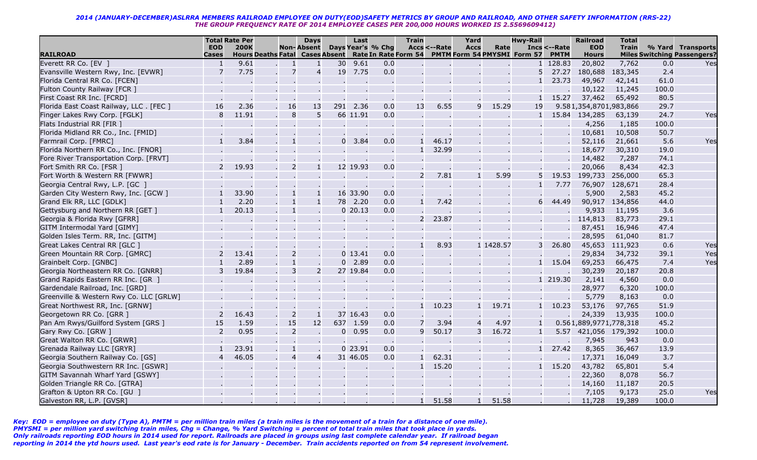*2014 (JANUARY-DECEMBER)ASLRRA MEMBERS RAILROAD EMPLOYEE ON DUTY(EOD)SAFETY METRICS BY GROUP AND RAILROAD, AND OTHER SAFETY INFORMATION (RRS-22)*
*THE GROUP FREQUENCY RATE OF 2014 EMPLOYEE CASES PER 200,000 HOURS WORKED IS 2.5569609412)*

| RAILROAD | Total EOD Cases | Rate Per 200K Hours | Deaths | Non-Fatal | Absent Cases | Days Absent | Last Year's Rate | Days In Rate | % Chg Form 54 | Train Accs | <--Rate PMTM | Yard Accs Form 54 | Rate PMYSMI | Hwy-Rail Incs Form 57 | <--Rate PMTM | Railroad EOD Hours | Total Train Miles | % Yard Switching | Transports Passengers? |
|---|---|---|---|---|---|---|---|---|---|---|---|---|---|---|---|---|---|---|---|
| Everett RR Co. [EV ] | 1 | 9.61 | . | 1 | 1 | 30 | 9.61 | 0.0 | . | . | . | . | . | 1 | 128.83 | 20,802 | 7,762 | 0.0 | Yes |
| Evansville Western Rwy, Inc. [EVWR] | 7 | 7.75 | . | 7 | 4 | 19 | 7.75 | 0.0 | . | . | . | . | . | 5 | 27.27 | 180,688 | 183,345 | 2.4 | |
| Florida Central RR Co. [FCEN] | . | . | . | . | . | . | . | . | . | . | . | . | . | 1 | 23.73 | 49,967 | 42,141 | 61.0 | |
| Fulton County Railway [FCR ] | . | . | . | . | . | . | . | . | . | . | . | . | . | . | . | 10,122 | 11,245 | 100.0 | |
| First Coast RR Inc. [FCRD] | . | . | . | . | . | . | . | . | . | . | . | . | . | 1 | 15.27 | 37,462 | 65,492 | 80.5 | |
| Florida East Coast Railway, LLC . [FEC ] | 16 | 2.36 | . | 16 | 13 | 291 | 2.36 | 0.0 | 13 | 6.55 | 9 | 15.29 | 19 | 9.58 | | 1,354,870 | 1,983,866 | 29.7 | |
| Finger Lakes Rwy Corp. [FGLK] | 8 | 11.91 | . | 8 | 5 | 66 | 11.91 | 0.0 | . | . | . | . | . | 1 | 15.84 | 134,285 | 63,139 | 24.7 | Yes |
| Flats Industrial RR [FIR ] | . | . | . | . | . | . | . | . | . | . | . | . | . | . | . | 4,256 | 1,185 | 100.0 | |
| Florida Midland RR Co., Inc. [FMID] | . | . | . | . | . | . | . | . | . | . | . | . | . | . | . | 10,681 | 10,508 | 50.7 | |
| Farmrail Corp. [FMRC] | 1 | 3.84 | . | 1 | . | 0 | 3.84 | 0.0 | 1 | 46.17 | . | . | . | . | . | 52,116 | 21,661 | 5.6 | Yes |
| Florida Northern RR Co., Inc. [FNOR] | . | . | . | . | . | . | . | . | 1 | 32.99 | . | . | . | . | . | 18,677 | 30,310 | 19.0 | |
| Fore River Transportation Corp. [FRVT] | . | . | . | . | . | . | . | . | . | . | . | . | . | . | . | 14,482 | 7,287 | 74.1 | |
| Fort Smith RR Co. [FSR ] | 2 | 19.93 | . | 2 | 1 | 12 | 19.93 | 0.0 | . | . | . | . | . | . | . | 20,066 | 8,434 | 42.3 | |
| Fort Worth & Western RR [FWWR] | . | . | . | . | . | . | . | . | 2 | 7.81 | 1 | 5.99 | 5 | 19.53 | | 199,733 | 256,000 | 65.3 | |
| Georgia Central Rwy, L.P. [GC ] | . | . | . | . | . | . | . | . | . | . | . | . | 1 | 7.77 | | 76,907 | 128,671 | 28.4 | |
| Garden City Western Rwy, Inc. [GCW ] | 1 | 33.90 | . | 1 | 1 | 16 | 33.90 | 0.0 | . | . | . | . | . | . | . | 5,900 | 2,583 | 45.2 | |
| Grand Elk RR, LLC [GDLK] | 1 | 2.20 | . | 1 | 1 | 78 | 2.20 | 0.0 | 1 | 7.42 | . | . | 6 | 44.49 | | 90,917 | 134,856 | 44.0 | |
| Gettysburg and Northern RR [GET ] | 1 | 20.13 | . | 1 | . | 0 | 20.13 | 0.0 | . | . | . | . | . | . | . | 9,933 | 11,195 | 3.6 | |
| Georgia & Florida Rwy [GFRR] | . | . | . | . | . | . | . | . | 2 | 23.87 | . | . | . | . | . | 114,813 | 83,773 | 29.1 | |
| GITM Intermodal Yard [GIMY] | . | . | . | . | . | . | . | . | . | . | . | . | . | . | . | 87,451 | 16,946 | 47.4 | |
| Golden Isles Term. RR, Inc. [GITM] | . | . | . | . | . | . | . | . | . | . | . | . | . | . | . | 28,595 | 61,040 | 81.7 | |
| Great Lakes Central RR [GLC ] | . | . | . | . | . | . | . | . | 1 | 8.93 | 1 | 1428.57 | 3 | 26.80 | | 45,653 | 111,923 | 0.6 | Yes |
| Green Mountain RR Corp. [GMRC] | 2 | 13.41 | . | 2 | . | 0 | 13.41 | 0.0 | . | . | . | . | . | . | . | 29,834 | 34,732 | 39.1 | Yes |
| Grainbelt Corp. [GNBC] | 1 | 2.89 | . | 1 | . | 0 | 2.89 | 0.0 | . | . | . | . | 1 | 15.04 | | 69,253 | 66,475 | 7.4 | Yes |
| Georgia Northeastern RR Co. [GNRR] | 3 | 19.84 | . | 3 | 2 | 27 | 19.84 | 0.0 | . | . | . | . | . | . | . | 30,239 | 20,187 | 20.8 | |
| Grand Rapids Eastern RR Inc. [GR ] | . | . | . | . | . | . | . | . | . | . | . | . | 1 | 219.30 | | 2,141 | 4,560 | 0.0 | |
| Gardendale Railroad, Inc. [GRD] | . | . | . | . | . | . | . | . | . | . | . | . | . | . | . | 28,977 | 6,320 | 100.0 | |
| Greenville & Western Rwy Co. LLC [GRLW] | . | . | . | . | . | . | . | . | . | . | . | . | . | . | . | 5,779 | 8,163 | 0.0 | |
| Great Northwest RR, Inc. [GRNW] | . | . | . | . | . | . | . | . | 1 | 10.23 | 1 | 19.71 | 1 | 10.23 | | 53,176 | 97,765 | 51.9 | |
| Georgetown RR Co. [GRR ] | 2 | 16.43 | . | 2 | 1 | 37 | 16.43 | 0.0 | . | . | . | . | . | . | . | 24,339 | 13,935 | 100.0 | |
| Pan Am Rwys/Guilford System [GRS ] | 15 | 1.59 | . | 15 | 12 | 637 | 1.59 | 0.0 | 7 | 3.94 | 4 | 4.97 | 1 | 0.56 | | 1,889,977 | 1,778,318 | 45.2 | |
| Gary Rwy Co. [GRW ] | 2 | 0.95 | . | 2 | . | 0 | 0.95 | 0.0 | 9 | 50.17 | 3 | 16.72 | 1 | 5.57 | | 421,056 | 179,392 | 100.0 | |
| Great Walton RR Co. [GRWR] | . | . | . | . | . | . | . | . | . | . | . | . | . | . | . | 7,945 | 943 | 0.0 | |
| Grenada Railway LLC [GRYR] | 1 | 23.91 | . | 1 | . | 0 | 23.91 | 0.0 | . | . | . | . | 1 | 27.42 | | 8,365 | 36,467 | 13.9 | |
| Georgia Southern Railway Co. [GS] | 4 | 46.05 | . | 4 | 4 | 31 | 46.05 | 0.0 | 1 | 62.31 | . | . | . | . | . | 17,371 | 16,049 | 3.7 | |
| Georgia Southwestern RR Inc. [GSWR] | . | . | . | . | . | . | . | . | 1 | 15.20 | . | . | 1 | 15.20 | | 43,782 | 65,801 | 5.4 | |
| GITM Savannah Wharf Yard [GSWY] | . | . | . | . | . | . | . | . | . | . | . | . | . | . | . | 22,360 | 8,078 | 56.7 | |
| Golden Triangle RR Co. [GTRA] | . | . | . | . | . | . | . | . | . | . | . | . | . | . | . | 14,160 | 11,187 | 20.5 | |
| Grafton & Upton RR Co. [GU ] | . | . | . | . | . | . | . | . | . | . | . | . | . | . | . | 7,105 | 9,173 | 25.0 | Yes |
| Galveston RR, L.P. [GVSR] | . | . | . | . | . | . | . | . | 1 | 51.58 | 1 | 51.58 | . | . | . | 11,728 | 19,389 | 100.0 | |

*Key: EOD = employee on duty (Type A), PMTM = per million train miles (a train miles is the movement of a train for a distance of one mile).*
*PMYSMI = per million yard switching train miles, Chg = Change, % Yard Switching = percent of total train miles that took place in yards.*
*Only railroads reporting EOD hours in 2014 used for report. Railroads are placed in groups using last complete calendar year. If railroad began reporting in 2014 the ytd hours used. Last year's eod rate is for January - December. Train accidents reported on from 54 represent involvement.*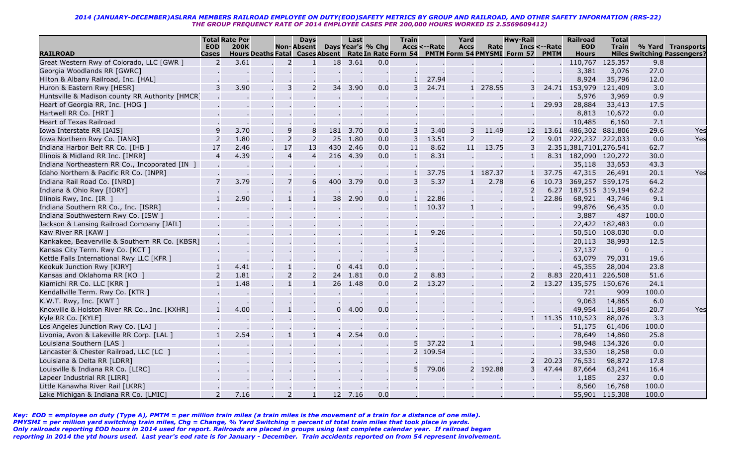*2014 (JANUARY-DECEMBER)ASLRRA MEMBERS RAILROAD EMPLOYEE ON DUTY(EOD)SAFETY METRICS BY GROUP AND RAILROAD, AND OTHER SAFETY INFORMATION (RRS-22)*
*THE GROUP FREQUENCY RATE OF 2014 EMPLOYEE CASES PER 200,000 HOURS WORKED IS 2.5569609412)*

| RAILROAD | Total EOD Cases | Rate Per 200K Hours | Deaths | Non-Fatal | Days Absent Cases | Days Absent | Last Year's Rate | % Chg In Rate | Train Accs Form 54 | <--Rate PMTM | Yard Accs Form 54 | Rate PMYSMI | Hwy-Rail Incs Form 57 | <--Rate PMTM | Railroad EOD Hours | Total Train Miles | % Yard Switching | Transports Passengers? |
|---|---|---|---|---|---|---|---|---|---|---|---|---|---|---|---|---|---|---|
| Great Western Rwy of Colorado, LLC [GWR ] | 2 | 3.61 | . | 2 | 1 | 18 | 3.61 | 0.0 | . | . | . | . | . | . | 110,767 | 125,357 | 9.8 | |
| Georgia Woodlands RR [GWRC] | . | . | . | . | . | . | . | . | . | . | . | . | . | . | 3,381 | 3,076 | 27.0 | |
| Hilton & Albany Railroad, Inc. [HAL] | . | . | . | . | . | . | . | . | 1 | 27.94 | . | . | . | . | 8,924 | 35,796 | 12.0 | |
| Huron & Eastern Rwy [HESR] | 3 | 3.90 | . | 3 | 2 | 34 | 3.90 | 0.0 | 3 | 24.71 | 1 | 278.55 | 3 | 24.71 | 153,979 | 121,409 | 3.0 | |
| Huntsville & Madison county RR Authority [HMCR] | . | . | . | . | . | . | . | . | . | . | . | . | . | . | 5,976 | 3,969 | 0.9 | |
| Heart of Georgia RR, Inc. [HOG ] | . | . | . | . | . | . | . | . | . | . | . | . | 1 | 29.93 | 28,884 | 33,413 | 17.5 | |
| Hartwell RR Co. [HRT ] | . | . | . | . | . | . | . | . | . | . | . | . | . | . | 8,813 | 10,672 | 0.0 | |
| Heart of Texas Railroad | . | . | . | . | . | . | . | . | . | . | . | . | . | . | 10,485 | 6,160 | 7.1 | |
| Iowa Interstate RR [IAIS] | 9 | 3.70 | . | 9 | 8 | 181 | 3.70 | 0.0 | 3 | 3.40 | 3 | 11.49 | 12 | 13.61 | 486,302 | 881,806 | 29.6 | Yes |
| Iowa Northern Rwy Co. [IANR] | 2 | 1.80 | . | 2 | 2 | 25 | 1.80 | 0.0 | 3 | 13.51 | 2 | . | 2 | 9.01 | 222,237 | 222,033 | 0.0 | Yes |
| Indiana Harbor Belt RR Co. [IHB ] | 17 | 2.46 | . | 17 | 13 | 430 | 2.46 | 0.0 | 11 | 8.62 | 11 | 13.75 | 3 | 2.35 | 1,381,710 | 1,276,541 | 62.7 | |
| Illinois & Midland RR Inc. [IMRR] | 4 | 4.39 | . | 4 | 4 | 216 | 4.39 | 0.0 | 1 | 8.31 | . | . | 1 | 8.31 | 182,090 | 120,272 | 30.0 | |
| Indiana Northeastern RR Co., Incoporated [IN ] | . | . | . | . | . | . | . | . | . | . | . | . | . | . | 35,118 | 33,653 | 43.3 | |
| Idaho Northern & Pacific RR Co. [INPR] | . | . | . | . | . | . | . | . | 1 | 37.75 | 1 | 187.37 | 1 | 37.75 | 47,315 | 26,491 | 20.1 | Yes |
| Indiana Rail Road Co. [INRD] | 7 | 3.79 | . | 7 | 6 | 400 | 3.79 | 0.0 | 3 | 5.37 | 1 | 2.78 | 6 | 10.73 | 369,257 | 559,175 | 64.2 | |
| Indiana & Ohio Rwy [IORY] | . | . | . | . | . | . | . | . | . | . | . | . | 2 | 6.27 | 187,515 | 319,194 | 62.2 | |
| Illinois Rwy, Inc. [IR ] | 1 | 2.90 | . | 1 | 1 | 38 | 2.90 | 0.0 | 1 | 22.86 | . | . | 1 | 22.86 | 68,921 | 43,746 | 9.1 | |
| Indiana Southern RR Co., Inc. [ISRR] | . | . | . | . | . | . | . | . | 1 | 10.37 | 1 | . | . | . | 99,876 | 96,435 | 0.0 | |
| Indiana Southwestern Rwy Co. [ISW ] | . | . | . | . | . | . | . | . | . | . | . | . | . | . | 3,887 | 487 | 100.0 | |
| Jackson & Lansing Railroad Company [JAIL] | . | . | . | . | . | . | . | . | . | . | . | . | . | . | 22,422 | 182,483 | 0.0 | |
| Kaw River RR [KAW ] | . | . | . | . | . | . | . | . | 1 | 9.26 | . | . | . | . | 50,510 | 108,030 | 0.0 | |
| Kankakee, Beaverville & Southern RR Co. [KBSR] | . | . | . | . | . | . | . | . | . | . | . | . | . | . | 20,113 | 38,993 | 12.5 | |
| Kansas City Term. Rwy Co. [KCT ] | . | . | . | . | . | . | . | . | 3 | . | . | . | . | . | 37,137 | 0 | . | |
| Kettle Falls International Rwy LLC [KFR ] | . | . | . | . | . | . | . | . | . | . | . | . | . | . | 63,079 | 79,031 | 19.6 | |
| Keokuk Junction Rwy [KJRY] | 1 | 4.41 | . | 1 | . | 0 | 4.41 | 0.0 | . | . | . | . | . | . | 45,355 | 28,004 | 23.8 | |
| Kansas and Oklahoma RR [KO ] | 2 | 1.81 | . | 2 | 2 | 24 | 1.81 | 0.0 | 2 | 8.83 | . | . | 2 | 8.83 | 220,411 | 226,508 | 51.6 | |
| Kiamichi RR Co. LLC [KRR ] | 1 | 1.48 | . | 1 | 1 | 26 | 1.48 | 0.0 | 2 | 13.27 | . | . | 2 | 13.27 | 135,575 | 150,676 | 24.1 | |
| Kendallville Term. Rwy Co. [KTR ] | . | . | . | . | . | . | . | . | . | . | . | . | . | . | 721 | 909 | 100.0 | |
| K.W.T. Rwy, Inc. [KWT ] | . | . | . | . | . | . | . | . | . | . | . | . | . | . | 9,063 | 14,865 | 6.0 | |
| Knoxville & Holston River RR Co., Inc. [KXHR] | 1 | 4.00 | . | 1 | . | 0 | 4.00 | 0.0 | . | . | . | . | . | . | 49,954 | 11,864 | 20.7 | Yes |
| Kyle RR Co. [KYLE] | . | . | . | . | . | . | . | . | . | . | . | . | 1 | 11.35 | 110,523 | 88,076 | 3.3 | |
| Los Angeles Junction Rwy Co. [LAJ ] | . | . | . | . | . | . | . | . | . | . | . | . | . | . | 51,175 | 61,406 | 100.0 | |
| Livonia, Avon & Lakeville RR Corp. [LAL ] | 1 | 2.54 | . | 1 | 1 | 4 | 2.54 | 0.0 | . | . | . | . | . | . | 78,649 | 14,860 | 25.8 | |
| Louisiana Southern [LAS ] | . | . | . | . | . | . | . | . | 5 | 37.22 | 1 | . | . | . | 98,948 | 134,326 | 0.0 | |
| Lancaster & Chester Railroad, LLC [LC ] | . | . | . | . | . | . | . | . | 2 | 109.54 | . | . | . | . | 33,530 | 18,258 | 0.0 | |
| Louisiana & Delta RR [LDRR] | . | . | . | . | . | . | . | . | . | . | . | . | 2 | 20.23 | 76,531 | 98,872 | 17.8 | |
| Louisville & Indiana RR Co. [LIRC] | . | . | . | . | . | . | . | . | 5 | 79.06 | 2 | 192.88 | 3 | 47.44 | 87,664 | 63,241 | 16.4 | |
| Lapeer Industrial RR [LIRR] | . | . | . | . | . | . | . | . | . | . | . | . | . | . | 1,185 | 237 | 0.0 | |
| Little Kanawha River Rail [LKRR] | . | . | . | . | . | . | . | . | . | . | . | . | . | . | 8,560 | 16,768 | 100.0 | |
| Lake Michigan & Indiana RR Co. [LMIC] | 2 | 7.16 | . | 2 | 1 | 12 | 7.16 | 0.0 | . | . | . | . | . | . | 55,901 | 115,308 | 100.0 | |

*Key: EOD = employee on duty (Type A), PMTM = per million train miles (a train miles is the movement of a train for a distance of one mile).*
*PMYSMI = per million yard switching train miles, Chg = Change, % Yard Switching = percent of total train miles that took place in yards.*
*Only railroads reporting EOD hours in 2014 used for report. Railroads are placed in groups using last complete calendar year. If railroad began reporting in 2014 the ytd hours used. Last year's eod rate is for January - December. Train accidents reported on from 54 represent involvement.*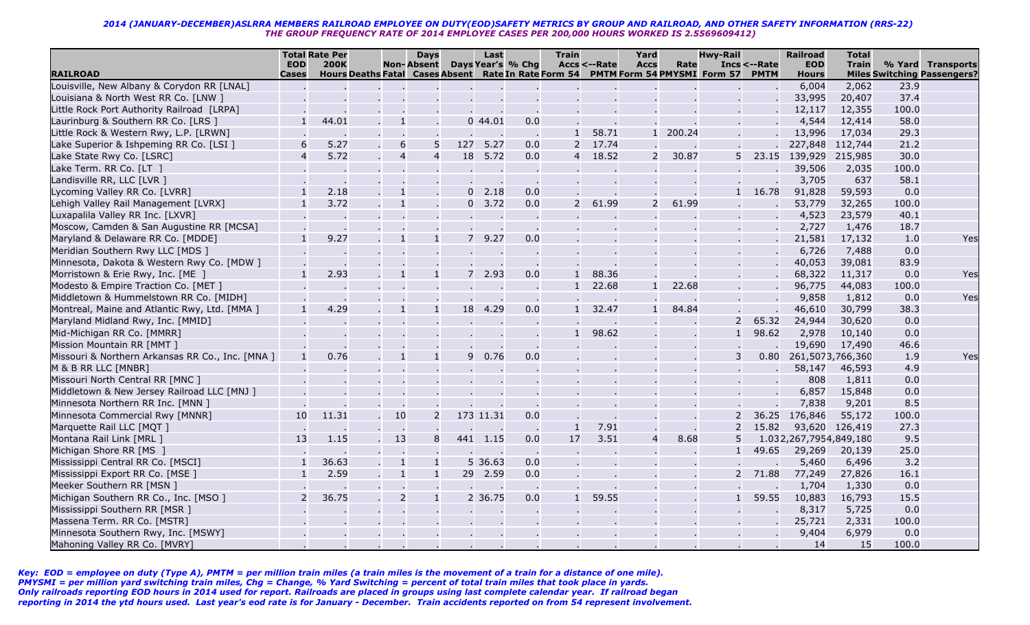*2014 (JANUARY-DECEMBER)ASLRRA MEMBERS RAILROAD EMPLOYEE ON DUTY(EOD)SAFETY METRICS BY GROUP AND RAILROAD, AND OTHER SAFETY INFORMATION (RRS-22)*
*THE GROUP FREQUENCY RATE OF 2014 EMPLOYEE CASES PER 200,000 HOURS WORKED IS 2.5569609412)*

| RAILROAD | Total EOD Cases | Rate Per 200K Hours | Deaths | Non-Fatal | Days Absent Cases | Days Absent | Last Year's Rate | % Chg In Rate | Train Accs Form 54 | <--Rate PMTM | Yard Accs Form 54 | Rate PMYSMI | Hwy-Rail Incs Form 57 | <--Rate PMTM | Railroad EOD Hours | Total Train Miles | % Yard Switching | Transports Passengers? |
|---|---|---|---|---|---|---|---|---|---|---|---|---|---|---|---|---|---|---|
| Louisville, New Albany & Corydon RR [LNAL] | . | . | . | . | . | . | . | . | . | . | . | . | . | . | 6,004 | 2,062 | 23.9 | |
| Louisiana & North West RR Co. [LNW ] | . | . | . | . | . | . | . | . | . | . | . | . | . | . | 33,995 | 20,407 | 37.4 | |
| Little Rock Port Authority Railroad [LRPA] | . | . | . | . | . | . | . | . | . | . | . | . | . | . | 12,117 | 12,355 | 100.0 | |
| Laurinburg & Southern RR Co. [LRS ] | 1 | 44.01 | . | 1 | . | 0 | 44.01 | 0.0 | . | . | . | . | . | . | 4,544 | 12,414 | 58.0 | |
| Little Rock & Western Rwy, L.P. [LRWN] | . | . | . | . | . | . | . | . | 1 | 58.71 | 1 | 200.24 | . | . | 13,996 | 17,034 | 29.3 | |
| Lake Superior & Ishpeming RR Co. [LSI ] | 6 | 5.27 | . | 6 | 5 | 127 | 5.27 | 0.0 | 2 | 17.74 | . | . | . | . | 227,848 | 112,744 | 21.2 | |
| Lake State Rwy Co. [LSRC] | 4 | 5.72 | . | 4 | 4 | 18 | 5.72 | 0.0 | 4 | 18.52 | 2 | 30.87 | 5 | 23.15 | 139,929 | 215,985 | 30.0 | |
| Lake Term. RR Co. [LT ] | . | . | . | . | . | . | . | . | . | . | . | . | . | . | 39,506 | 2,035 | 100.0 | |
| Landisville RR, LLC [LVR ] | . | . | . | . | . | . | . | . | . | . | . | . | . | . | 3,705 | 637 | 58.1 | |
| Lycoming Valley RR Co. [LVRR] | 1 | 2.18 | . | 1 | . | 0 | 2.18 | 0.0 | . | . | . | . | 1 | 16.78 | 91,828 | 59,593 | 0.0 | |
| Lehigh Valley Rail Management [LVRX] | 1 | 3.72 | . | 1 | . | 0 | 3.72 | 0.0 | 2 | 61.99 | 2 | 61.99 | . | . | 53,779 | 32,265 | 100.0 | |
| Luxapalila Valley RR Inc. [LXVR] | . | . | . | . | . | . | . | . | . | . | . | . | . | . | 4,523 | 23,579 | 40.1 | |
| Moscow, Camden & San Augustine RR [MCSA] | . | . | . | . | . | . | . | . | . | . | . | . | . | . | 2,727 | 1,476 | 18.7 | |
| Maryland & Delaware RR Co. [MDDE] | 1 | 9.27 | . | 1 | 1 | 7 | 9.27 | 0.0 | . | . | . | . | . | . | 21,581 | 17,132 | 1.0 | Yes |
| Meridian Southern Rwy LLC [MDS ] | . | . | . | . | . | . | . | . | . | . | . | . | . | . | 6,726 | 7,488 | 0.0 | |
| Minnesota, Dakota & Western Rwy Co. [MDW ] | . | . | . | . | . | . | . | . | . | . | . | . | . | . | 40,053 | 39,081 | 83.9 | |
| Morristown & Erie Rwy, Inc. [ME ] | 1 | 2.93 | . | 1 | 1 | 7 | 2.93 | 0.0 | 1 | 88.36 | . | . | . | . | 68,322 | 11,317 | 0.0 | Yes |
| Modesto & Empire Traction Co. [MET ] | . | . | . | . | . | . | . | . | 1 | 22.68 | 1 | 22.68 | . | . | 96,775 | 44,083 | 100.0 | |
| Middletown & Hummelstown RR Co. [MIDH] | . | . | . | . | . | . | . | . | . | . | . | . | . | . | 9,858 | 1,812 | 0.0 | Yes |
| Montreal, Maine and Atlantic Rwy, Ltd. [MMA ] | 1 | 4.29 | . | 1 | 1 | 18 | 4.29 | 0.0 | 1 | 32.47 | 1 | 84.84 | . | . | 46,610 | 30,799 | 38.3 | |
| Maryland Midland Rwy, Inc. [MMID] | . | . | . | . | . | . | . | . | . | . | . | . | 2 | 65.32 | 24,944 | 30,620 | 0.0 | |
| Mid-Michigan RR Co. [MMRR] | . | . | . | . | . | . | . | . | 1 | 98.62 | . | . | 1 | 98.62 | 2,978 | 10,140 | 0.0 | |
| Mission Mountain RR [MMT ] | . | . | . | . | . | . | . | . | . | . | . | . | . | . | 19,690 | 17,490 | 46.6 | |
| Missouri & Northern Arkansas RR Co., Inc. [MNA ] | 1 | 0.76 | . | 1 | 1 | 9 | 0.76 | 0.0 | . | . | . | . | 3 | 0.80 | 261,507 | 3,766,360 | 1.9 | Yes |
| M & B RR LLC [MNBR] | . | . | . | . | . | . | . | . | . | . | . | . | . | . | 58,147 | 46,593 | 4.9 | |
| Missouri North Central RR [MNC ] | . | . | . | . | . | . | . | . | . | . | . | . | . | . | 808 | 1,811 | 0.0 | |
| Middletown & New Jersey Railroad LLC [MNJ ] | . | . | . | . | . | . | . | . | . | . | . | . | . | . | 6,857 | 15,848 | 0.0 | |
| Minnesota Northern RR Inc. [MNN ] | . | . | . | . | . | . | . | . | . | . | . | . | . | . | 7,838 | 9,201 | 8.5 | |
| Minnesota Commercial Rwy [MNNR] | 10 | 11.31 | . | 10 | 2 | 173 | 11.31 | 0.0 | . | . | . | . | 2 | 36.25 | 176,846 | 55,172 | 100.0 | |
| Marquette Rail LLC [MQT ] | . | . | . | . | . | . | . | . | 1 | 7.91 | . | . | 2 | 15.82 | 93,620 | 126,419 | 27.3 | |
| Montana Rail Link [MRL ] | 13 | 1.15 | . | 13 | 8 | 441 | 1.15 | 0.0 | 17 | 3.51 | 4 | 8.68 | 5 | 1.03 | 2,267,795 | 4,849,180 | 9.5 | |
| Michigan Shore RR [MS ] | . | . | . | . | . | . | . | . | . | . | . | . | 1 | 49.65 | 29,269 | 20,139 | 25.0 | |
| Mississippi Central RR Co. [MSCI] | 1 | 36.63 | . | 1 | 1 | 5 | 36.63 | 0.0 | . | . | . | . | . | . | 5,460 | 6,496 | 3.2 | |
| Mississippi Export RR Co. [MSE ] | 1 | 2.59 | . | 1 | 1 | 29 | 2.59 | 0.0 | . | . | . | . | 2 | 71.88 | 77,249 | 27,826 | 16.1 | |
| Meeker Southern RR [MSN ] | . | . | . | . | . | . | . | . | . | . | . | . | . | . | 1,704 | 1,330 | 0.0 | |
| Michigan Southern RR Co., Inc. [MSO ] | 2 | 36.75 | . | 2 | 1 | 2 | 36.75 | 0.0 | 1 | 59.55 | . | . | 1 | 59.55 | 10,883 | 16,793 | 15.5 | |
| Mississippi Southern RR [MSR ] | . | . | . | . | . | . | . | . | . | . | . | . | . | . | 8,317 | 5,725 | 0.0 | |
| Massena Term. RR Co. [MSTR] | . | . | . | . | . | . | . | . | . | . | . | . | . | . | 25,721 | 2,331 | 100.0 | |
| Minnesota Southern Rwy, Inc. [MSWY] | . | . | . | . | . | . | . | . | . | . | . | . | . | . | 9,404 | 6,979 | 0.0 | |
| Mahoning Valley RR Co. [MVRY] | . | . | . | . | . | . | . | . | . | . | . | . | . | . | 14 | 15 | 100.0 | |

*Key: EOD = employee on duty (Type A), PMTM = per million train miles (a train miles is the movement of a train for a distance of one mile).*
*PMYSMI = per million yard switching train miles, Chg = Change, % Yard Switching = percent of total train miles that took place in yards.*
*Only railroads reporting EOD hours in 2014 used for report. Railroads are placed in groups using last complete calendar year. If railroad began reporting in 2014 the ytd hours used. Last year's eod rate is for January - December. Train accidents reported on from 54 represent involvement.*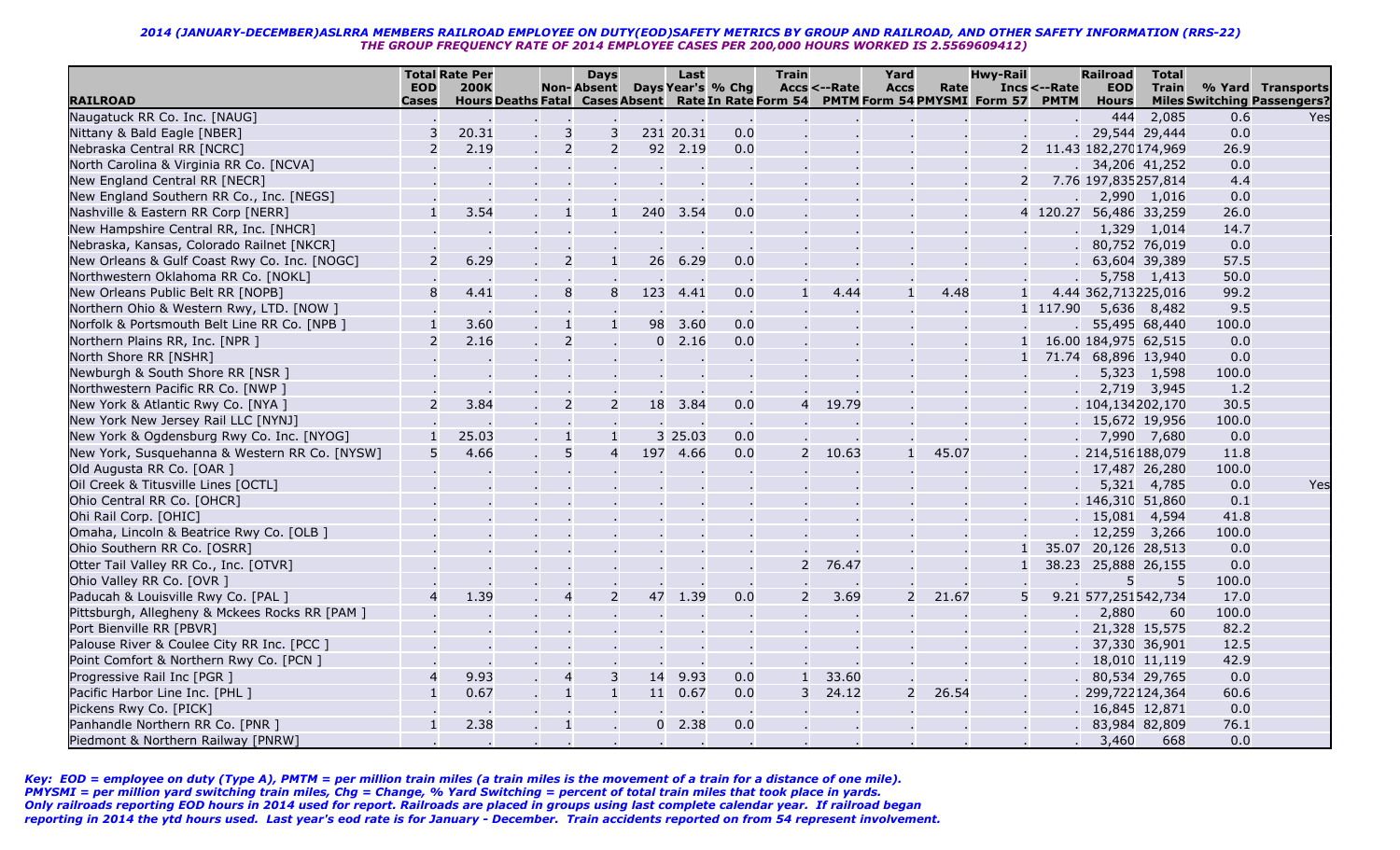*2014 (JANUARY-DECEMBER)ASLRRA MEMBERS RAILROAD EMPLOYEE ON DUTY(EOD)SAFETY METRICS BY GROUP AND RAILROAD, AND OTHER SAFETY INFORMATION (RRS-22)*
*THE GROUP FREQUENCY RATE OF 2014 EMPLOYEE CASES PER 200,000 HOURS WORKED IS 2.5569609412)*

| RAILROAD | Total EOD Cases | Rate Per 200K Hours | Deaths | Non-Fatal | Days Absent Cases | Days Absent | Last Year's Rate | % Chg In Rate | Train Accs Form 54 | <--Rate PMTM | Yard Accs Form 54 | Rate PMYSMI | Hwy-Rail Incs Form 57 | <--Rate PMTM | Railroad EOD Hours | Total Train Miles | % Yard Switching | Transports Passengers? |
|---|---|---|---|---|---|---|---|---|---|---|---|---|---|---|---|---|---|---|
| Naugatuck RR Co. Inc. [NAUG] | . | . | . | . | . | . | . | . | . | . | . | . | . | . | 444 | 2,085 | 0.6 | Yes |
| Nittany & Bald Eagle [NBER] | 3 | 20.31 | . | 3 | 3 | 231 | 20.31 | 0.0 | . | . | . | . | . | . | 29,544 | 29,444 | 0.0 | |
| Nebraska Central RR [NCRC] | 2 | 2.19 | . | 2 | 2 | 92 | 2.19 | 0.0 | . | . | . | . | 2 | 11.43 | 182,270 | 174,969 | 26.9 | |
| North Carolina & Virginia RR Co. [NCVA] | . | . | . | . | . | . | . | . | . | . | . | . | . | . | 34,206 | 41,252 | 0.0 | |
| New England Central RR [NECR] | . | . | . | . | . | . | . | . | . | . | . | . | 2 | 7.76 | 197,835 | 257,814 | 4.4 | |
| New England Southern RR Co., Inc. [NEGS] | . | . | . | . | . | . | . | . | . | . | . | . | . | . | 2,990 | 1,016 | 0.0 | |
| Nashville & Eastern RR Corp [NERR] | 1 | 3.54 | . | 1 | 1 | 240 | 3.54 | 0.0 | . | . | . | . | 4 | 120.27 | 56,486 | 33,259 | 26.0 | |
| New Hampshire Central RR, Inc. [NHCR] | . | . | . | . | . | . | . | . | . | . | . | . | . | . | 1,329 | 1,014 | 14.7 | |
| Nebraska, Kansas, Colorado Railnet [NKCR] | . | . | . | . | . | . | . | . | . | . | . | . | . | . | 80,752 | 76,019 | 0.0 | |
| New Orleans & Gulf Coast Rwy Co. Inc. [NOGC] | 2 | 6.29 | . | 2 | 1 | 26 | 6.29 | 0.0 | . | . | . | . | . | . | 63,604 | 39,389 | 57.5 | |
| Northwestern Oklahoma RR Co. [NOKL] | . | . | . | . | . | . | . | . | . | . | . | . | . | . | 5,758 | 1,413 | 50.0 | |
| New Orleans Public Belt RR [NOPB] | 8 | 4.41 | . | 8 | 8 | 123 | 4.41 | 0.0 | 1 | 4.44 | 1 | 4.48 | 1 | 4.44 | 362,713 | 225,016 | 99.2 | |
| Northern Ohio & Western Rwy, LTD. [NOW ] | . | . | . | . | . | . | . | . | . | . | . | . | 1 | 117.90 | 5,636 | 8,482 | 9.5 | |
| Norfolk & Portsmouth Belt Line RR Co. [NPB ] | 1 | 3.60 | . | 1 | 1 | 98 | 3.60 | 0.0 | . | . | . | . | . | . | 55,495 | 68,440 | 100.0 | |
| Northern Plains RR, Inc. [NPR ] | 2 | 2.16 | . | 2 | . | 0 | 2.16 | 0.0 | . | . | . | . | 1 | 16.00 | 184,975 | 62,515 | 0.0 | |
| North Shore RR [NSHR] | . | . | . | . | . | . | . | . | . | . | . | . | 1 | 71.74 | 68,896 | 13,940 | 0.0 | |
| Newburgh & South Shore RR [NSR ] | . | . | . | . | . | . | . | . | . | . | . | . | . | . | 5,323 | 1,598 | 100.0 | |
| Northwestern Pacific RR Co. [NWP ] | . | . | . | . | . | . | . | . | . | . | . | . | . | . | 2,719 | 3,945 | 1.2 | |
| New York & Atlantic Rwy Co. [NYA ] | 2 | 3.84 | . | 2 | 2 | 18 | 3.84 | 0.0 | 4 | 19.79 | . | . | . | . | 104,134 | 202,170 | 30.5 | |
| New York New Jersey Rail LLC [NYNJ] | . | . | . | . | . | . | . | . | . | . | . | . | . | . | 15,672 | 19,956 | 100.0 | |
| New York & Ogdensburg Rwy Co. Inc. [NYOG] | 1 | 25.03 | . | 1 | 1 | 3 | 25.03 | 0.0 | . | . | . | . | . | . | 7,990 | 7,680 | 0.0 | |
| New York, Susquehanna & Western RR Co. [NYSW] | 5 | 4.66 | . | 5 | 4 | 197 | 4.66 | 0.0 | 2 | 10.63 | 1 | 45.07 | . | . | 214,516 | 188,079 | 11.8 | |
| Old Augusta RR Co. [OAR ] | . | . | . | . | . | . | . | . | . | . | . | . | . | . | 17,487 | 26,280 | 100.0 | |
| Oil Creek & Titusville Lines [OCTL] | . | . | . | . | . | . | . | . | . | . | . | . | . | . | 5,321 | 4,785 | 0.0 | Yes |
| Ohio Central RR Co. [OHCR] | . | . | . | . | . | . | . | . | . | . | . | . | . | . | 146,310 | 51,860 | 0.1 | |
| Ohi Rail Corp. [OHIC] | . | . | . | . | . | . | . | . | . | . | . | . | . | . | 15,081 | 4,594 | 41.8 | |
| Omaha, Lincoln & Beatrice Rwy Co. [OLB ] | . | . | . | . | . | . | . | . | . | . | . | . | . | . | 12,259 | 3,266 | 100.0 | |
| Ohio Southern RR Co. [OSRR] | . | . | . | . | . | . | . | . | . | . | . | . | 1 | 35.07 | 20,126 | 28,513 | 0.0 | |
| Otter Tail Valley RR Co., Inc. [OTVR] | . | . | . | . | . | . | . | . | 2 | 76.47 | . | . | 1 | 38.23 | 25,888 | 26,155 | 0.0 | |
| Ohio Valley RR Co. [OVR ] | . | . | . | . | . | . | . | . | . | . | . | . | . | . | 5 | 5 | 100.0 | |
| Paducah & Louisville Rwy Co. [PAL ] | 4 | 1.39 | . | 4 | 2 | 47 | 1.39 | 0.0 | 2 | 3.69 | 2 | 21.67 | 5 | 9.21 | 577,251 | 542,734 | 17.0 | |
| Pittsburgh, Allegheny & Mckees Rocks RR [PAM ] | . | . | . | . | . | . | . | . | . | . | . | . | . | . | 2,880 | 60 | 100.0 | |
| Port Bienville RR [PBVR] | . | . | . | . | . | . | . | . | . | . | . | . | . | . | 21,328 | 15,575 | 82.2 | |
| Palouse River & Coulee City RR Inc. [PCC ] | . | . | . | . | . | . | . | . | . | . | . | . | . | . | 37,330 | 36,901 | 12.5 | |
| Point Comfort & Northern Rwy Co. [PCN ] | . | . | . | . | . | . | . | . | . | . | . | . | . | . | 18,010 | 11,119 | 42.9 | |
| Progressive Rail Inc [PGR ] | 4 | 9.93 | . | 4 | 3 | 14 | 9.93 | 0.0 | 1 | 33.60 | . | . | . | . | 80,534 | 29,765 | 0.0 | |
| Pacific Harbor Line Inc. [PHL ] | 1 | 0.67 | . | 1 | 1 | 11 | 0.67 | 0.0 | 3 | 24.12 | 2 | 26.54 | . | . | 299,722 | 124,364 | 60.6 | |
| Pickens Rwy Co. [PICK] | . | . | . | . | . | . | . | . | . | . | . | . | . | . | 16,845 | 12,871 | 0.0 | |
| Panhandle Northern RR Co. [PNR ] | 1 | 2.38 | . | 1 | . | 0 | 2.38 | 0.0 | . | . | . | . | . | . | 83,984 | 82,809 | 76.1 | |
| Piedmont & Northern Railway [PNRW] | . | . | . | . | . | . | . | . | . | . | . | . | . | . | 3,460 | 668 | 0.0 | |

*Key: EOD = employee on duty (Type A), PMTM = per million train miles (a train miles is the movement of a train for a distance of one mile).*
*PMYSMI = per million yard switching train miles, Chg = Change, % Yard Switching = percent of total train miles that took place in yards.*
*Only railroads reporting EOD hours in 2014 used for report. Railroads are placed in groups using last complete calendar year. If railroad began reporting in 2014 the ytd hours used. Last year's eod rate is for January - December. Train accidents reported on from 54 represent involvement.*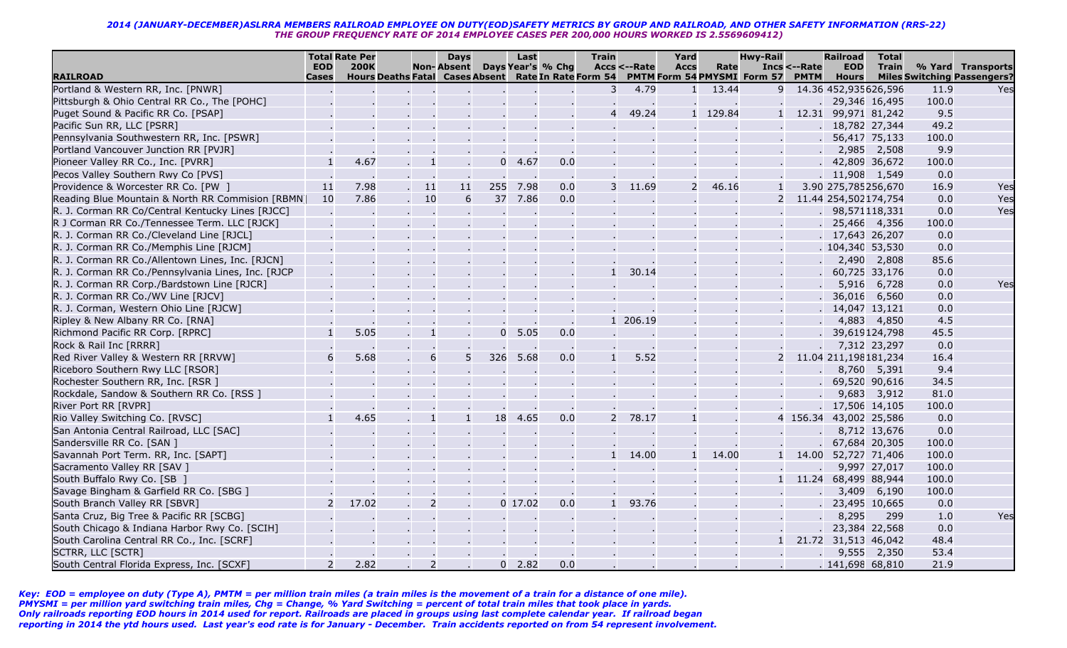***2014 (JANUARY-DECEMBER)ASLRRA MEMBERS RAILROAD EMPLOYEE ON DUTY(EOD)SAFETY METRICS BY GROUP AND RAILROAD, AND OTHER SAFETY INFORMATION (RRS-22)***

***THE GROUP FREQUENCY RATE OF 2014 EMPLOYEE CASES PER 200,000 HOURS WORKED IS 2.5569609412)***

| RAILROAD | Total EOD Cases | Rate Per 200K Hours | Deaths | Fatal | Non-Cases | Days Absent | Days Absent | Last Year's Rate | % Chg In Rate | Train Accs Form 54 | <--Rate PMTM | Yard Accs Form 54 | Rate PMYSMI | Hwy-Rail Incs Form 57 | <--Rate PMTM | Railroad EOD Hours | Total Train Miles | % Yard Switching | Transports Passengers? |
|---|---|---|---|---|---|---|---|---|---|---|---|---|---|---|---|---|---|---|---|
| Portland & Western RR, Inc. [PNWR] | . | . | . | . | . | . | . | . | . | 3 | 4.79 | 1 | 13.44 | 9 | 14.36 | 452,935 | 626,596 | 11.9 | Yes |
| Pittsburgh & Ohio Central RR Co., The [POHC] | . | . | . | . | . | . | . | . | . | . | . | . | . | . | . | 29,346 | 16,495 | 100.0 | |
| Puget Sound & Pacific RR Co. [PSAP] | . | . | . | . | . | . | . | . | . | 4 | 49.24 | 1 | 129.84 | 1 | 12.31 | 99,971 | 81,242 | 9.5 | |
| Pacific Sun RR, LLC [PSRR] | . | . | . | . | . | . | . | . | . | . | . | . | . | . | . | 18,782 | 27,344 | 49.2 | |
| Pennsylvania Southwestern RR, Inc. [PSWR] | . | . | . | . | . | . | . | . | . | . | . | . | . | . | . | 56,417 | 75,133 | 100.0 | |
| Portland Vancouver Junction RR [PVJR] | . | . | . | . | . | . | . | . | . | . | . | . | . | . | . | 2,985 | 2,508 | 9.9 | |
| Pioneer Valley RR Co., Inc. [PVRR] | 1 | 4.67 | . | 1 | . | 0 | 4.67 | 0.0 | | . | . | . | . | . | . | 42,809 | 36,672 | 100.0 | |
| Pecos Valley Southern Rwy Co [PVS] | . | . | . | . | . | . | . | . | . | . | . | . | . | . | . | 11,908 | 1,549 | 0.0 | |
| Providence & Worcester RR Co. [PW ] | 11 | 7.98 | . | 11 | 11 | 255 | 7.98 | 0.0 | | 3 | 11.69 | 2 | 46.16 | 1 | 3.90 | 275,785 | 256,670 | 16.9 | Yes |
| Reading Blue Mountain & North RR Commision [RBMN] | 10 | 7.86 | . | 10 | 6 | 37 | 7.86 | 0.0 | | . | . | . | . | 2 | 11.44 | 254,502 | 174,754 | 0.0 | Yes |
| R. J. Corman RR Co/Central Kentucky Lines [RJCC] | . | . | . | . | . | . | . | . | . | . | . | . | . | . | . | 98,571 | 118,331 | 0.0 | Yes |
| R J Corman RR Co./Tennessee Term. LLC [RJCK] | . | . | . | . | . | . | . | . | . | . | . | . | . | . | . | 25,466 | 4,356 | 100.0 | |
| R. J. Corman RR Co./Cleveland Line [RJCL] | . | . | . | . | . | . | . | . | . | . | . | . | . | . | . | 17,643 | 26,207 | 0.0 | |
| R. J. Corman RR Co./Memphis Line [RJCM] | . | . | . | . | . | . | . | . | . | . | . | . | . | . | . | 104,340 | 53,530 | 0.0 | |
| R. J. Corman RR Co./Allentown Lines, Inc. [RJCN] | . | . | . | . | . | . | . | . | . | . | . | . | . | . | . | 2,490 | 2,808 | 85.6 | |
| R. J. Corman RR Co./Pennsylvania Lines, Inc. [RJCP | . | . | . | . | . | . | . | . | . | 1 | 30.14 | . | . | . | . | 60,725 | 33,176 | 0.0 | |
| R. J. Corman RR Corp./Bardstown Line [RJCR] | . | . | . | . | . | . | . | . | . | . | . | . | . | . | . | 5,916 | 6,728 | 0.0 | Yes |
| R. J. Corman RR Co./WV Line [RJCV] | . | . | . | . | . | . | . | . | . | . | . | . | . | . | . | 36,016 | 6,560 | 0.0 | |
| R. J. Corman, Western Ohio Line [RJCW] | . | . | . | . | . | . | . | . | . | . | . | . | . | . | . | 14,047 | 13,121 | 0.0 | |
| Ripley & New Albany RR Co. [RNA] | . | . | . | . | . | . | . | . | . | 1 | 206.19 | . | . | . | . | 4,883 | 4,850 | 4.5 | |
| Richmond Pacific RR Corp. [RPRC] | 1 | 5.05 | . | 1 | . | 0 | 5.05 | 0.0 | | . | . | . | . | . | . | 39,619 | 124,798 | 45.5 | |
| Rock & Rail Inc [RRRR] | . | . | . | . | . | . | . | . | . | . | . | . | . | . | . | 7,312 | 23,297 | 0.0 | |
| Red River Valley & Western RR [RRVW] | 6 | 5.68 | . | 6 | 5 | 326 | 5.68 | 0.0 | | 1 | 5.52 | . | . | 2 | 11.04 | 211,198 | 181,234 | 16.4 | |
| Riceboro Southern Rwy LLC [RSOR] | . | . | . | . | . | . | . | . | . | . | . | . | . | . | . | 8,760 | 5,391 | 9.4 | |
| Rochester Southern RR, Inc. [RSR ] | . | . | . | . | . | . | . | . | . | . | . | . | . | . | . | 69,520 | 90,616 | 34.5 | |
| Rockdale, Sandow & Southern RR Co. [RSS ] | . | . | . | . | . | . | . | . | . | . | . | . | . | . | . | 9,683 | 3,912 | 81.0 | |
| River Port RR [RVPR] | . | . | . | . | . | . | . | . | . | . | . | . | . | . | . | 17,506 | 14,105 | 100.0 | |
| Rio Valley Switching Co. [RVSC] | 1 | 4.65 | . | 1 | 1 | 18 | 4.65 | 0.0 | | 2 | 78.17 | 1 | . | 4 | 156.34 | 43,002 | 25,586 | 0.0 | |
| San Antonia Central Railroad, LLC [SAC] | . | . | . | . | . | . | . | . | . | . | . | . | . | . | . | 8,712 | 13,676 | 0.0 | |
| Sandersville RR Co. [SAN ] | . | . | . | . | . | . | . | . | . | . | . | . | . | . | . | 67,684 | 20,305 | 100.0 | |
| Savannah Port Term. RR, Inc. [SAPT] | . | . | . | . | . | . | . | . | . | 1 | 14.00 | 1 | 14.00 | 1 | 14.00 | 52,727 | 71,406 | 100.0 | |
| Sacramento Valley RR [SAV ] | . | . | . | . | . | . | . | . | . | . | . | . | . | . | . | 9,997 | 27,017 | 100.0 | |
| South Buffalo Rwy Co. [SB ] | . | . | . | . | . | . | . | . | . | . | . | . | . | 1 | 11.24 | 68,499 | 88,944 | 100.0 | |
| Savage Bingham & Garfield RR Co. [SBG ] | . | . | . | . | . | . | . | . | . | . | . | . | . | . | . | 3,409 | 6,190 | 100.0 | |
| South Branch Valley RR [SBVR] | 2 | 17.02 | . | 2 | . | 0 | 17.02 | 0.0 | | 1 | 93.76 | . | . | . | . | 23,495 | 10,665 | 0.0 | |
| Santa Cruz, Big Tree & Pacific RR [SCBG] | . | . | . | . | . | . | . | . | . | . | . | . | . | . | . | 8,295 | 299 | 1.0 | Yes |
| South Chicago & Indiana Harbor Rwy Co. [SCIH] | . | . | . | . | . | . | . | . | . | . | . | . | . | . | . | 23,384 | 22,568 | 0.0 | |
| South Carolina Central RR Co., Inc. [SCRF] | . | . | . | . | . | . | . | . | . | . | . | . | . | 1 | 21.72 | 31,513 | 46,042 | 48.4 | |
| SCTRR, LLC [SCTR] | . | . | . | . | . | . | . | . | . | . | . | . | . | . | . | 9,555 | 2,350 | 53.4 | |
| South Central Florida Express, Inc. [SCXF] | 2 | 2.82 | . | 2 | . | 0 | 2.82 | 0.0 | | . | . | . | . | . | . | 141,698 | 68,810 | 21.9 | |

***Key: EOD = employee on duty (Type A), PMTM = per million train miles (a train miles is the movement of a train for a distance of one mile).***
***PMYSMI = per million yard switching train miles, Chg = Change, % Yard Switching = percent of total train miles that took place in yards.***
***Only railroads reporting EOD hours in 2014 used for report. Railroads are placed in groups using last complete calendar year. If railroad began reporting in 2014 the ytd hours used. Last year's eod rate is for January - December. Train accidents reported on from 54 represent involvement.***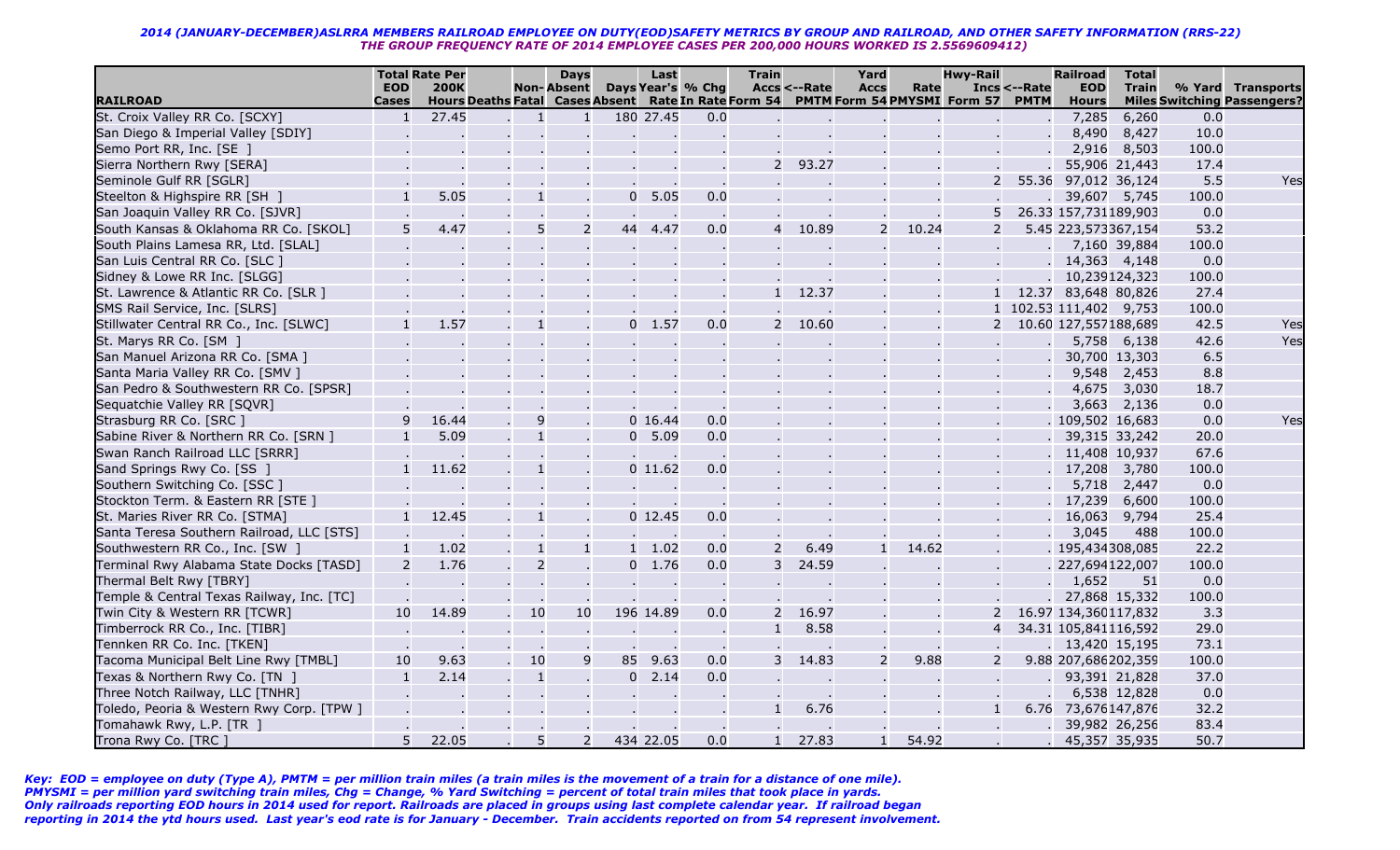*2014 (JANUARY-DECEMBER)ASLRRA MEMBERS RAILROAD EMPLOYEE ON DUTY(EOD)SAFETY METRICS BY GROUP AND RAILROAD, AND OTHER SAFETY INFORMATION (RRS-22)*
*THE GROUP FREQUENCY RATE OF 2014 EMPLOYEE CASES PER 200,000 HOURS WORKED IS 2.5569609412)*

| RAILROAD | Total EOD Cases | Rate Per 200K Hours | Deaths | Non-Fatal | Days Absent Cases | Days Absent | Last Year's Rate | % Chg In Rate | Train Accs Form 54 | <--Rate PMTM | Yard Accs Form 54 | Rate PMYSMI | Hwy-Rail Incs Form 57 | <--Rate PMTM | Railroad EOD Hours | Total Train Miles | % Yard Switching | Transports Passengers? |
|---|---|---|---|---|---|---|---|---|---|---|---|---|---|---|---|---|---|---|
| St. Croix Valley RR Co. [SCXY] | 1 | 27.45 | . | 1 | 1 | 180 | 27.45 | 0.0 | . | . | . | . | . | . | 7,285 | 6,260 | 0.0 | |
| San Diego & Imperial Valley [SDIY] | . | . | . | . | . | . | . | . | . | . | . | . | . | . | 8,490 | 8,427 | 10.0 | |
| Semo Port RR, Inc. [SE ] | . | . | . | . | . | . | . | . | . | . | . | . | . | . | 2,916 | 8,503 | 100.0 | |
| Sierra Northern Rwy [SERA] | . | . | . | . | . | . | . | . | 2 | 93.27 | . | . | . | . | 55,906 | 21,443 | 17.4 | |
| Seminole Gulf RR [SGLR] | . | . | . | . | . | . | . | . | . | . | . | . | 2 | 55.36 | 97,012 | 36,124 | 5.5 | Yes |
| Steelton & Highspire RR [SH ] | 1 | 5.05 | . | 1 | . | 0 | 5.05 | 0.0 | . | . | . | . | . | . | 39,607 | 5,745 | 100.0 | |
| San Joaquin Valley RR Co. [SJVR] | . | . | . | . | . | . | . | . | . | . | . | . | 5 | 26.33 | 157,731 | 189,903 | 0.0 | |
| South Kansas & Oklahoma RR Co. [SKOL] | 5 | 4.47 | . | 5 | 2 | 44 | 4.47 | 0.0 | 4 | 10.89 | 2 | 10.24 | 2 | 5.45 | 223,573 | 367,154 | 53.2 | |
| South Plains Lamesa RR, Ltd. [SLAL] | . | . | . | . | . | . | . | . | . | . | . | . | . | . | 7,160 | 39,884 | 100.0 | |
| San Luis Central RR Co. [SLC ] | . | . | . | . | . | . | . | . | . | . | . | . | . | . | 14,363 | 4,148 | 0.0 | |
| Sidney & Lowe RR Inc. [SLGG] | . | . | . | . | . | . | . | . | . | . | . | . | . | . | 10,239 | 124,323 | 100.0 | |
| St. Lawrence & Atlantic RR Co. [SLR ] | . | . | . | . | . | . | . | . | 1 | 12.37 | . | . | 1 | 12.37 | 83,648 | 80,826 | 27.4 | |
| SMS Rail Service, Inc. [SLRS] | . | . | . | . | . | . | . | . | . | . | . | . | 1 | 102.53 | 111,402 | 9,753 | 100.0 | |
| Stillwater Central RR Co., Inc. [SLWC] | 1 | 1.57 | . | 1 | . | 0 | 1.57 | 0.0 | 2 | 10.60 | . | . | 2 | 10.60 | 127,557 | 188,689 | 42.5 | Yes |
| St. Marys RR Co. [SM ] | . | . | . | . | . | . | . | . | . | . | . | . | . | . | 5,758 | 6,138 | 42.6 | Yes |
| San Manuel Arizona RR Co. [SMA ] | . | . | . | . | . | . | . | . | . | . | . | . | . | . | 30,700 | 13,303 | 6.5 | |
| Santa Maria Valley RR Co. [SMV ] | . | . | . | . | . | . | . | . | . | . | . | . | . | . | 9,548 | 2,453 | 8.8 | |
| San Pedro & Southwestern RR Co. [SPSR] | . | . | . | . | . | . | . | . | . | . | . | . | . | . | 4,675 | 3,030 | 18.7 | |
| Sequatchie Valley RR [SQVR] | . | . | . | . | . | . | . | . | . | . | . | . | . | . | 3,663 | 2,136 | 0.0 | |
| Strasburg RR Co. [SRC ] | 9 | 16.44 | . | 9 | . | 0 | 16.44 | 0.0 | . | . | . | . | . | . | 109,502 | 16,683 | 0.0 | Yes |
| Sabine River & Northern RR Co. [SRN ] | 1 | 5.09 | . | 1 | . | 0 | 5.09 | 0.0 | . | . | . | . | . | . | 39,315 | 33,242 | 20.0 | |
| Swan Ranch Railroad LLC [SRRR] | . | . | . | . | . | . | . | . | . | . | . | . | . | . | 11,408 | 10,937 | 67.6 | |
| Sand Springs Rwy Co. [SS ] | 1 | 11.62 | . | 1 | . | 0 | 11.62 | 0.0 | . | . | . | . | . | . | 17,208 | 3,780 | 100.0 | |
| Southern Switching Co. [SSC ] | . | . | . | . | . | . | . | . | . | . | . | . | . | . | 5,718 | 2,447 | 0.0 | |
| Stockton Term. & Eastern RR [STE ] | . | . | . | . | . | . | . | . | . | . | . | . | . | . | 17,239 | 6,600 | 100.0 | |
| St. Maries River RR Co. [STMA] | 1 | 12.45 | . | 1 | . | 0 | 12.45 | 0.0 | . | . | . | . | . | . | 16,063 | 9,794 | 25.4 | |
| Santa Teresa Southern Railroad, LLC [STS] | . | . | . | . | . | . | . | . | . | . | . | . | . | . | 3,045 | 488 | 100.0 | |
| Southwestern RR Co., Inc. [SW ] | 1 | 1.02 | . | 1 | 1 | 1 | 1.02 | 0.0 | 2 | 6.49 | 1 | 14.62 | . | . | 195,434 | 308,085 | 22.2 | |
| Terminal Rwy Alabama State Docks [TASD] | 2 | 1.76 | . | 2 | . | 0 | 1.76 | 0.0 | 3 | 24.59 | . | . | . | . | 227,694 | 122,007 | 100.0 | |
| Thermal Belt Rwy [TBRY] | . | . | . | . | . | . | . | . | . | . | . | . | . | . | 1,652 | 51 | 0.0 | |
| Temple & Central Texas Railway, Inc. [TC] | . | . | . | . | . | . | . | . | . | . | . | . | . | . | 27,868 | 15,332 | 100.0 | |
| Twin City & Western RR [TCWR] | 10 | 14.89 | . | 10 | 10 | 196 | 14.89 | 0.0 | 2 | 16.97 | . | . | 2 | 16.97 | 134,360 | 117,832 | 3.3 | |
| Timberrock RR Co., Inc. [TIBR] | . | . | . | . | . | . | . | . | 1 | 8.58 | . | . | 4 | 34.31 | 105,841 | 116,592 | 29.0 | |
| Tennken RR Co. Inc. [TKEN] | . | . | . | . | . | . | . | . | . | . | . | . | . | . | 13,420 | 15,195 | 73.1 | |
| Tacoma Municipal Belt Line Rwy [TMBL] | 10 | 9.63 | . | 10 | 9 | 85 | 9.63 | 0.0 | 3 | 14.83 | 2 | 9.88 | 2 | 9.88 | 207,686 | 202,359 | 100.0 | |
| Texas & Northern Rwy Co. [TN ] | 1 | 2.14 | . | 1 | . | 0 | 2.14 | 0.0 | . | . | . | . | . | . | 93,391 | 21,828 | 37.0 | |
| Three Notch Railway, LLC [TNHR] | . | . | . | . | . | . | . | . | . | . | . | . | . | . | 6,538 | 12,828 | 0.0 | |
| Toledo, Peoria & Western Rwy Corp. [TPW ] | . | . | . | . | . | . | . | . | 1 | 6.76 | . | . | 1 | 6.76 | 73,676 | 147,876 | 32.2 | |
| Tomahawk Rwy, L.P. [TR ] | . | . | . | . | . | . | . | . | . | . | . | . | . | . | 39,982 | 26,256 | 83.4 | |
| Trona Rwy Co. [TRC ] | 5 | 22.05 | . | 5 | 2 | 434 | 22.05 | 0.0 | 1 | 27.83 | 1 | 54.92 | . | . | 45,357 | 35,935 | 50.7 | |

*Key: EOD = employee on duty (Type A), PMTM = per million train miles (a train miles is the movement of a train for a distance of one mile).*
*PMYSMI = per million yard switching train miles, Chg = Change, % Yard Switching = percent of total train miles that took place in yards.*
*Only railroads reporting EOD hours in 2014 used for report. Railroads are placed in groups using last complete calendar year. If railroad began*
*reporting in 2014 the ytd hours used. Last year's eod rate is for January - December. Train accidents reported on from 54 represent involvement.*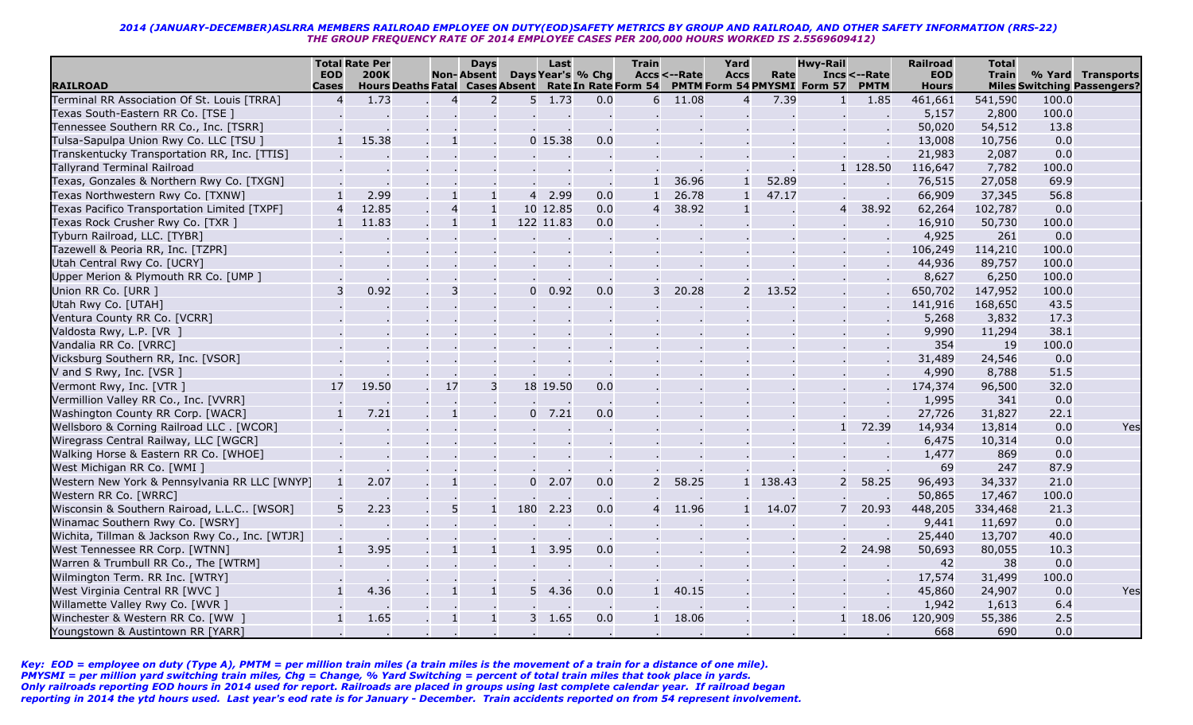**2014 (JANUARY-DECEMBER)ASLRRA MEMBERS RAILROAD EMPLOYEE ON DUTY(EOD)SAFETY METRICS BY GROUP AND RAILROAD, AND OTHER SAFETY INFORMATION (RRS-22)**
**THE GROUP FREQUENCY RATE OF 2014 EMPLOYEE CASES PER 200,000 HOURS WORKED IS 2.5569609412)**

| RAILROAD | Total EOD Cases | Rate Per 200K Hours | Deaths | Non-Fatal | Days Absent Cases | Days Absent | Last Year's Rate | % Chg In Rate | Train Accs Form 54 | <--Rate PMTM | Yard Accs Form 54 | Rate PMYSMI | Hwy-Rail Incs Form 57 | <--Rate PMTM | Railroad EOD Hours | Total Train Miles | % Yard Switching | Transports Passengers? |
|---|---|---|---|---|---|---|---|---|---|---|---|---|---|---|---|---|---|---|
| Terminal RR Association Of St. Louis [TRRA] | 4 | 1.73 | . | 4 | 2 | 5 | 1.73 | 0.0 | 6 | 11.08 | 4 | 7.39 | 1 | 1.85 | 461,661 | 541,590 | 100.0 | |
| Texas South-Eastern RR Co. [TSE ] | . | . | . | . | . | . | . | . | . | . | . | . | . | . | 5,157 | 2,800 | 100.0 | |
| Tennessee Southern RR Co., Inc. [TSRR] | . | . | . | . | . | . | . | . | . | . | . | . | . | . | 50,020 | 54,512 | 13.8 | |
| Tulsa-Sapulpa Union Rwy Co. LLC [TSU ] | 1 | 15.38 | . | 1 | . | 0 | 15.38 | 0.0 | . | . | . | . | . | . | 13,008 | 10,756 | 0.0 | |
| Transkentucky Transportation RR, Inc. [TTIS] | . | . | . | . | . | . | . | . | . | . | . | . | . | . | 21,983 | 2,087 | 0.0 | |
| Tallyrand Terminal Railroad | . | . | . | . | . | . | . | . | . | . | . | . | 1 | 128.50 | 116,647 | 7,782 | 100.0 | |
| Texas, Gonzales & Northern Rwy Co. [TXGN] | . | . | . | . | . | . | . | . | 1 | 36.96 | 1 | 52.89 | . | . | 76,515 | 27,058 | 69.9 | |
| Texas Northwestern Rwy Co. [TXNW] | 1 | 2.99 | . | 1 | 1 | 4 | 2.99 | 0.0 | 1 | 26.78 | 1 | 47.17 | . | . | 66,909 | 37,345 | 56.8 | |
| Texas Pacifico Transportation Limited [TXPF] | 4 | 12.85 | . | 4 | 1 | 10 | 12.85 | 0.0 | 4 | 38.92 | 1 | . | 4 | 38.92 | 62,264 | 102,787 | 0.0 | |
| Texas Rock Crusher Rwy Co. [TXR ] | 1 | 11.83 | . | 1 | 1 | 122 | 11.83 | 0.0 | . | . | . | . | . | . | 16,910 | 50,730 | 100.0 | |
| Tyburn Railroad, LLC. [TYBR] | . | . | . | . | . | . | . | . | . | . | . | . | . | . | 4,925 | 261 | 0.0 | |
| Tazewell & Peoria RR, Inc. [TZPR] | . | . | . | . | . | . | . | . | . | . | . | . | . | . | 106,249 | 114,210 | 100.0 | |
| Utah Central Rwy Co. [UCRY] | . | . | . | . | . | . | . | . | . | . | . | . | . | . | 44,936 | 89,757 | 100.0 | |
| Upper Merion & Plymouth RR Co. [UMP ] | . | . | . | . | . | . | . | . | . | . | . | . | . | . | 8,627 | 6,250 | 100.0 | |
| Union RR Co. [URR ] | 3 | 0.92 | . | 3 | . | 0 | 0.92 | 0.0 | 3 | 20.28 | 2 | 13.52 | . | . | 650,702 | 147,952 | 100.0 | |
| Utah Rwy Co. [UTAH] | . | . | . | . | . | . | . | . | . | . | . | . | . | . | 141,916 | 168,650 | 43.5 | |
| Ventura County RR Co. [VCRR] | . | . | . | . | . | . | . | . | . | . | . | . | . | . | 5,268 | 3,832 | 17.3 | |
| Valdosta Rwy, L.P. [VR ] | . | . | . | . | . | . | . | . | . | . | . | . | . | . | 9,990 | 11,294 | 38.1 | |
| Vandalia RR Co. [VRRC] | . | . | . | . | . | . | . | . | . | . | . | . | . | . | 354 | 19 | 100.0 | |
| Vicksburg Southern RR, Inc. [VSOR] | . | . | . | . | . | . | . | . | . | . | . | . | . | . | 31,489 | 24,546 | 0.0 | |
| V and S Rwy, Inc. [VSR ] | . | . | . | . | . | . | . | . | . | . | . | . | . | . | 4,990 | 8,788 | 51.5 | |
| Vermont Rwy, Inc. [VTR ] | 17 | 19.50 | . | 17 | 3 | 18 | 19.50 | 0.0 | . | . | . | . | . | . | 174,374 | 96,500 | 32.0 | |
| Vermillion Valley RR Co., Inc. [VVRR] | . | . | . | . | . | . | . | . | . | . | . | . | . | . | 1,995 | 341 | 0.0 | |
| Washington County RR Corp. [WACR] | 1 | 7.21 | . | 1 | . | 0 | 7.21 | 0.0 | . | . | . | . | . | . | 27,726 | 31,827 | 22.1 | |
| Wellsboro & Corning Railroad LLC . [WCOR] | . | . | . | . | . | . | . | . | . | . | . | . | 1 | 72.39 | 14,934 | 13,814 | 0.0 | Yes |
| Wiregrass Central Railway, LLC [WGCR] | . | . | . | . | . | . | . | . | . | . | . | . | . | . | 6,475 | 10,314 | 0.0 | |
| Walking Horse & Eastern RR Co. [WHOE] | . | . | . | . | . | . | . | . | . | . | . | . | . | . | 1,477 | 869 | 0.0 | |
| West Michigan RR Co. [WMI ] | . | . | . | . | . | . | . | . | . | . | . | . | . | . | 69 | 247 | 87.9 | |
| Western New York & Pennsylvania RR LLC [WNYP] | 1 | 2.07 | . | 1 | . | 0 | 2.07 | 0.0 | 2 | 58.25 | 1 | 138.43 | 2 | 58.25 | 96,493 | 34,337 | 21.0 | |
| Western RR Co. [WRRC] | . | . | . | . | . | . | . | . | . | . | . | . | . | . | 50,865 | 17,467 | 100.0 | |
| Wisconsin & Southern Rairoad, L.L.C.. [WSOR] | 5 | 2.23 | . | 5 | 1 | 180 | 2.23 | 0.0 | 4 | 11.96 | 1 | 14.07 | 7 | 20.93 | 448,205 | 334,468 | 21.3 | |
| Winamac Southern Rwy Co. [WSRY] | . | . | . | . | . | . | . | . | . | . | . | . | . | . | 9,441 | 11,697 | 0.0 | |
| Wichita, Tillman & Jackson Rwy Co., Inc. [WTJR] | . | . | . | . | . | . | . | . | . | . | . | . | . | . | 25,440 | 13,707 | 40.0 | |
| West Tennessee RR Corp. [WTNN] | 1 | 3.95 | . | 1 | 1 | 1 | 3.95 | 0.0 | . | . | . | . | 2 | 24.98 | 50,693 | 80,055 | 10.3 | |
| Warren & Trumbull RR Co., The [WTRM] | . | . | . | . | . | . | . | . | . | . | . | . | . | . | 42 | 38 | 0.0 | |
| Wilmington Term. RR Inc. [WTRY] | . | . | . | . | . | . | . | . | . | . | . | . | . | . | 17,574 | 31,499 | 100.0 | |
| West Virginia Central RR [WVC ] | 1 | 4.36 | . | 1 | 1 | 5 | 4.36 | 0.0 | 1 | 40.15 | . | . | . | . | 45,860 | 24,907 | 0.0 | Yes |
| Willamette Valley Rwy Co. [WVR ] | . | . | . | . | . | . | . | . | . | . | . | . | . | . | 1,942 | 1,613 | 6.4 | |
| Winchester & Western RR Co. [WW ] | 1 | 1.65 | . | 1 | 1 | 3 | 1.65 | 0.0 | 1 | 18.06 | . | . | 1 | 18.06 | 120,909 | 55,386 | 2.5 | |
| Youngstown & Austintown RR [YARR] | . | . | . | . | . | . | . | . | . | . | . | . | . | . | 668 | 690 | 0.0 | |

*Key: EOD = employee on duty (Type A), PMTM = per million train miles (a train miles is the movement of a train for a distance of one mile). PMYSMI = per million yard switching train miles, Chg = Change, % Yard Switching = percent of total train miles that took place in yards. Only railroads reporting EOD hours in 2014 used for report. Railroads are placed in groups using last complete calendar year. If railroad began reporting in 2014 the ytd hours used. Last year's eod rate is for January - December. Train accidents reported on from 54 represent involvement.*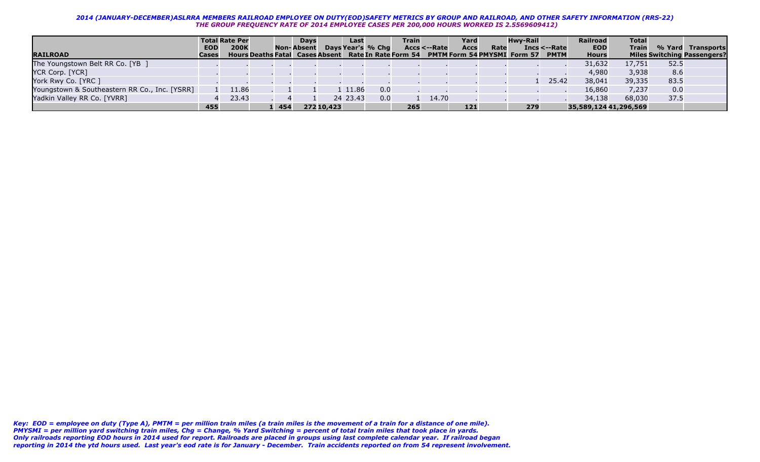***2014 (JANUARY-DECEMBER)ASLRRA MEMBERS RAILROAD EMPLOYEE ON DUTY(EOD)SAFETY METRICS BY GROUP AND RAILROAD, AND OTHER SAFETY INFORMATION (RRS-22)***
***THE GROUP FREQUENCY RATE OF 2014 EMPLOYEE CASES PER 200,000 HOURS WORKED IS 2.5569609412)***

| RAILROAD | Total EOD Cases | Rate Per 200K Hours | Deaths | Non-Fatal | Days Absent Cases | Days Absent | Last Year's Rate | % Chg In Rate | Train Accs Form 54 | <--Rate PMTM | Yard Accs Form 54 | Rate PMYSMI | Hwy-Rail Incs Form 57 | <--Rate PMTM | Railroad EOD Hours | Total Train Miles | % Yard Switching | Transports Passengers? |
|---|---|---|---|---|---|---|---|---|---|---|---|---|---|---|---|---|---|---|
| The Youngstown Belt RR Co. [YB ] | . | . | . | . | . | . | . | . | . | . | . | . | . | . | 31,632 | 17,751 | 52.5 | |
| YCR Corp. [YCR] | . | . | . | . | . | . | . | . | . | . | . | . | . | . | 4,980 | 3,938 | 8.6 | |
| York Rwy Co. [YRC ] | . | . | . | . | . | . | . | . | . | . | . | . | 1 | 25.42 | 38,041 | 39,335 | 83.5 | |
| Youngstown & Southeastern RR Co., Inc. [YSRR] | 1 | 11.86 | . | 1 | 1 | 1 | 11.86 | 0.0 | . | . | . | . | . | . | 16,860 | 7,237 | 0.0 | |
| Yadkin Valley RR Co. [YVRR] | 4 | 23.43 | . | 4 | 1 | 24 | 23.43 | 0.0 | 1 | 14.70 | . | . | . | . | 34,138 | 68,030 | 37.5 | |
| | **455** | | **1** | **454** | **272** | **10,423** | | | **265** | | **121** | | **279** | | **35,589,124** | **41,296,569** | | |

***Key: EOD = employee on duty (Type A), PMTM = per million train miles (a train miles is the movement of a train for a distance of one mile).***
***PMYSMI = per million yard switching train miles, Chg = Change, % Yard Switching = percent of total train miles that took place in yards.***
***Only railroads reporting EOD hours in 2014 used for report. Railroads are placed in groups using last complete calendar year. If railroad began reporting in 2014 the ytd hours used. Last year's eod rate is for January - December. Train accidents reported on from 54 represent involvement.***